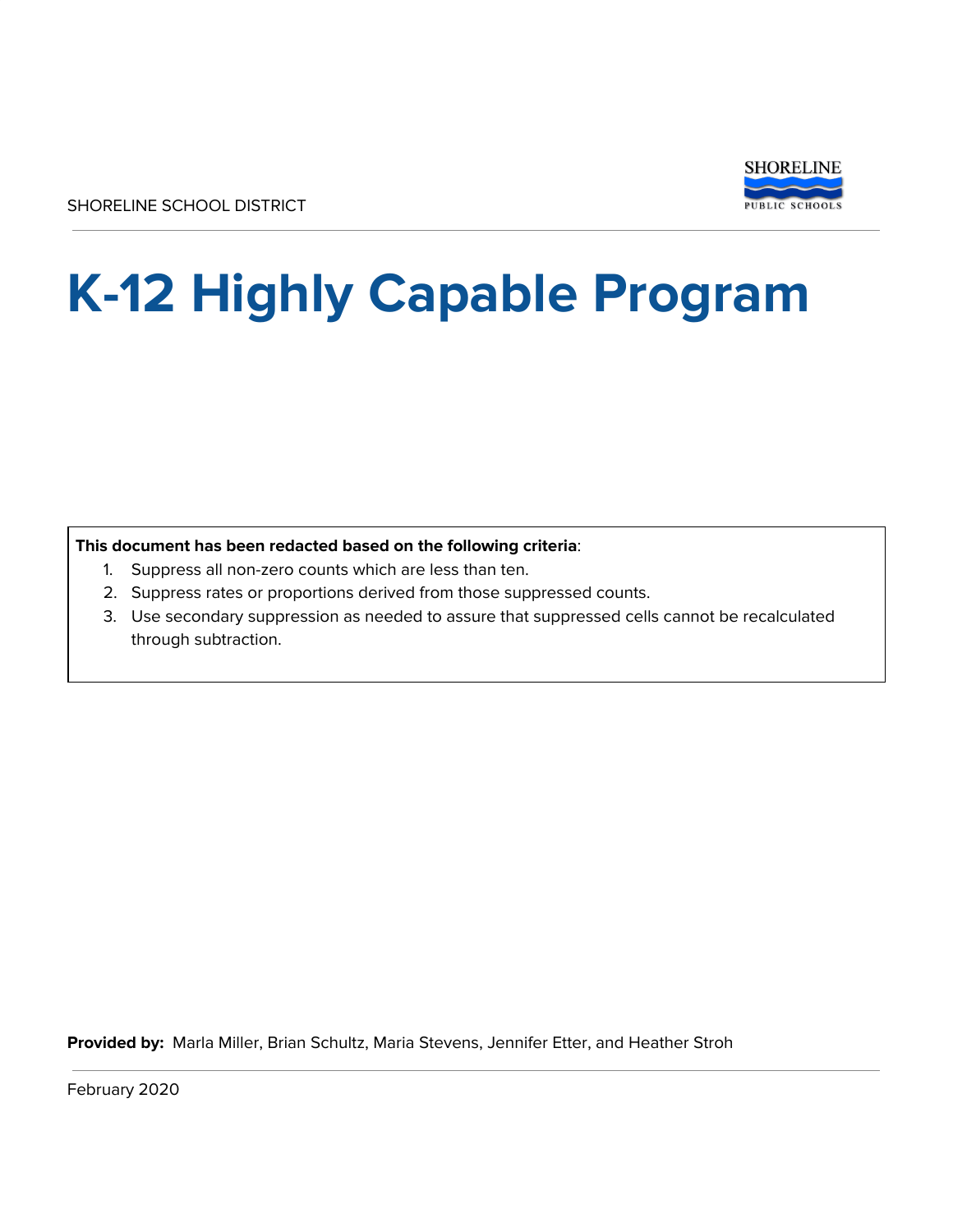SHORELINE SCHOOL DISTRICT

SHORELINE PUBLIC SCHOOLS

# K-12 Highly Capable Program

**This document has been redacted based on the following criteria**:

1. Suppress all non-zero counts which are less than ten.
2. Suppress rates or proportions derived from those suppressed counts.
3. Use secondary suppression as needed to assure that suppressed cells cannot be recalculated through subtraction.

**Provided by:** Marla Miller, Brian Schultz, Maria Stevens, Jennifer Etter, and Heather Stroh

February 2020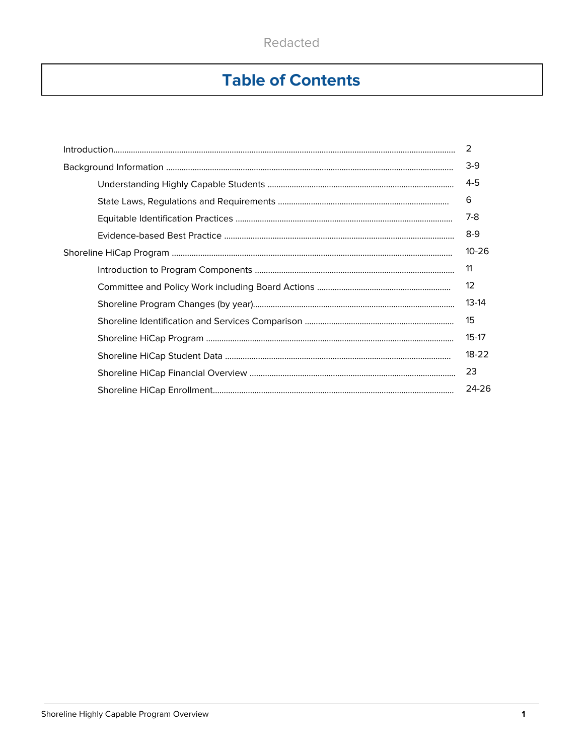Redacted

# Table of Contents

| | |
|---|---|
| Introduction | 2 |
| Background Information | 3-9 |
| &nbsp;&nbsp;&nbsp;&nbsp;Understanding Highly Capable Students | 4-5 |
| &nbsp;&nbsp;&nbsp;&nbsp;State Laws, Regulations and Requirements | 6 |
| &nbsp;&nbsp;&nbsp;&nbsp;Equitable Identification Practices | 7-8 |
| &nbsp;&nbsp;&nbsp;&nbsp;Evidence-based Best Practice | 8-9 |
| Shoreline HiCap Program | 10-26 |
| &nbsp;&nbsp;&nbsp;&nbsp;Introduction to Program Components | 11 |
| &nbsp;&nbsp;&nbsp;&nbsp;Committee and Policy Work including Board Actions | 12 |
| &nbsp;&nbsp;&nbsp;&nbsp;Shoreline Program Changes (by year) | 13-14 |
| &nbsp;&nbsp;&nbsp;&nbsp;Shoreline Identification and Services Comparison | 15 |
| &nbsp;&nbsp;&nbsp;&nbsp;Shoreline HiCap Program | 15-17 |
| &nbsp;&nbsp;&nbsp;&nbsp;Shoreline HiCap Student Data | 18-22 |
| &nbsp;&nbsp;&nbsp;&nbsp;Shoreline HiCap Financial Overview | 23 |
| &nbsp;&nbsp;&nbsp;&nbsp;Shoreline HiCap Enrollment | 24-26 |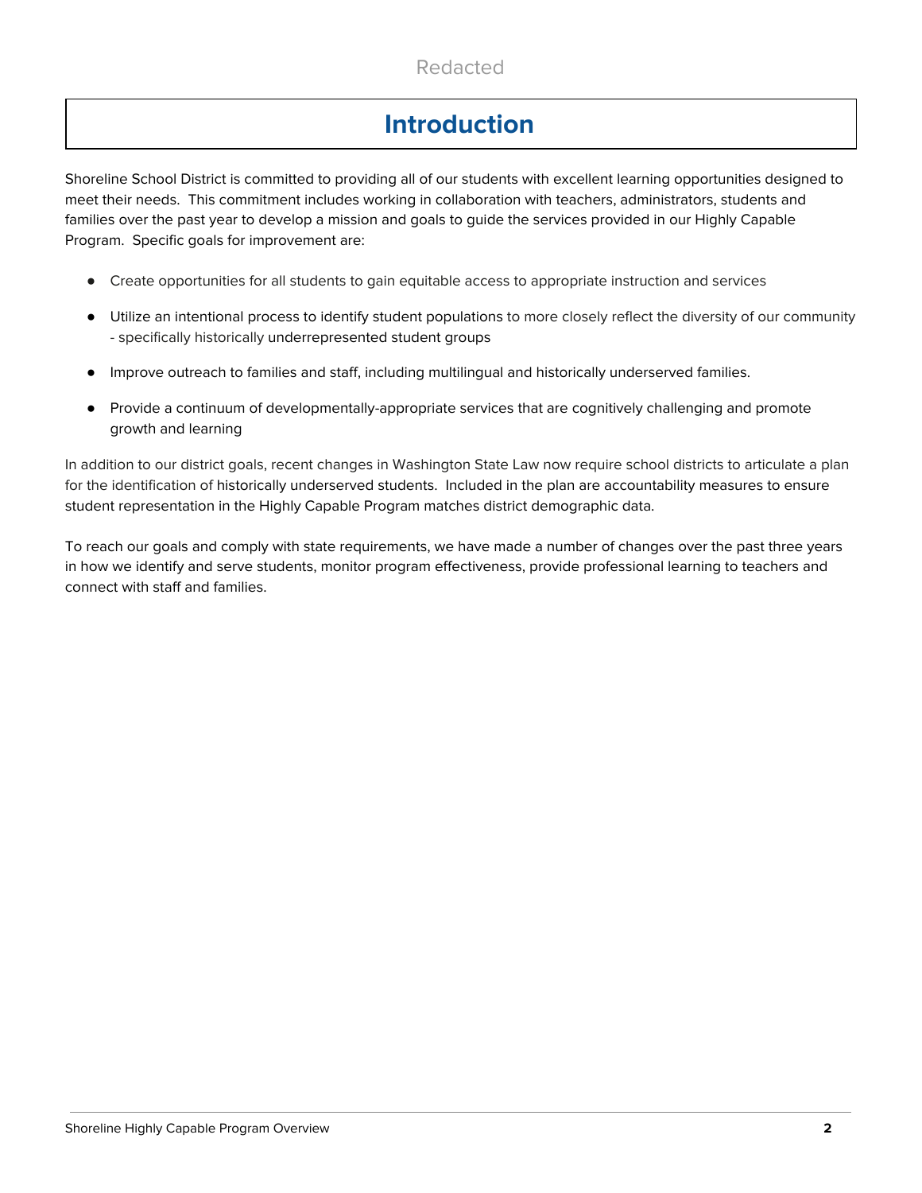# Introduction

Shoreline School District is committed to providing all of our students with excellent learning opportunities designed to meet their needs. This commitment includes working in collaboration with teachers, administrators, students and families over the past year to develop a mission and goals to guide the services provided in our Highly Capable Program. Specific goals for improvement are:

- Create opportunities for all students to gain equitable access to appropriate instruction and services
- Utilize an intentional process to identify student populations to more closely reflect the diversity of our community - specifically historically underrepresented student groups
- Improve outreach to families and staff, including multilingual and historically underserved families.
- Provide a continuum of developmentally-appropriate services that are cognitively challenging and promote growth and learning

In addition to our district goals, recent changes in Washington State Law now require school districts to articulate a plan for the identification of historically underserved students. Included in the plan are accountability measures to ensure student representation in the Highly Capable Program matches district demographic data.

To reach our goals and comply with state requirements, we have made a number of changes over the past three years in how we identify and serve students, monitor program effectiveness, provide professional learning to teachers and connect with staff and families.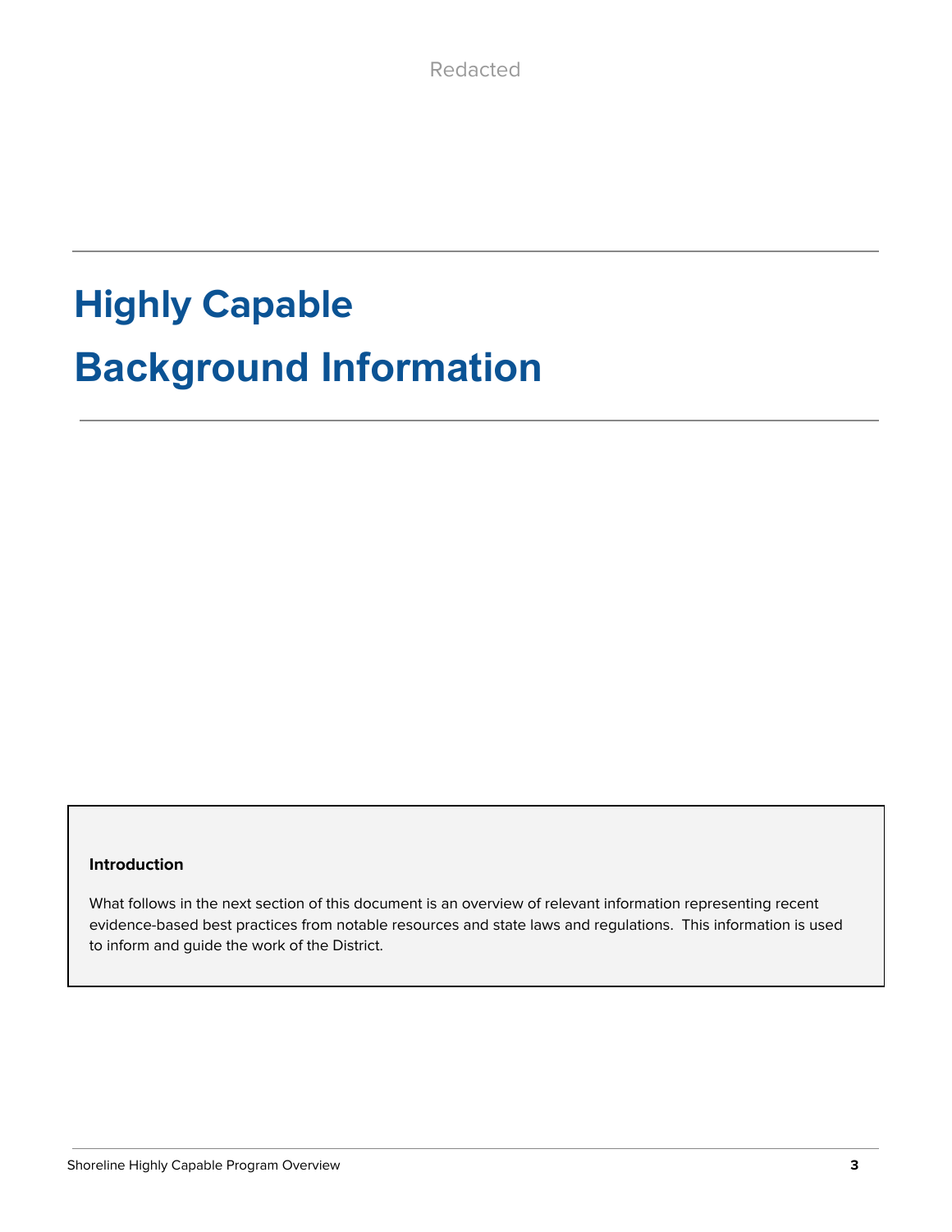Redacted

# Highly Capable Background Information

**Introduction**

What follows in the next section of this document is an overview of relevant information representing recent evidence-based best practices from notable resources and state laws and regulations. This information is used to inform and guide the work of the District.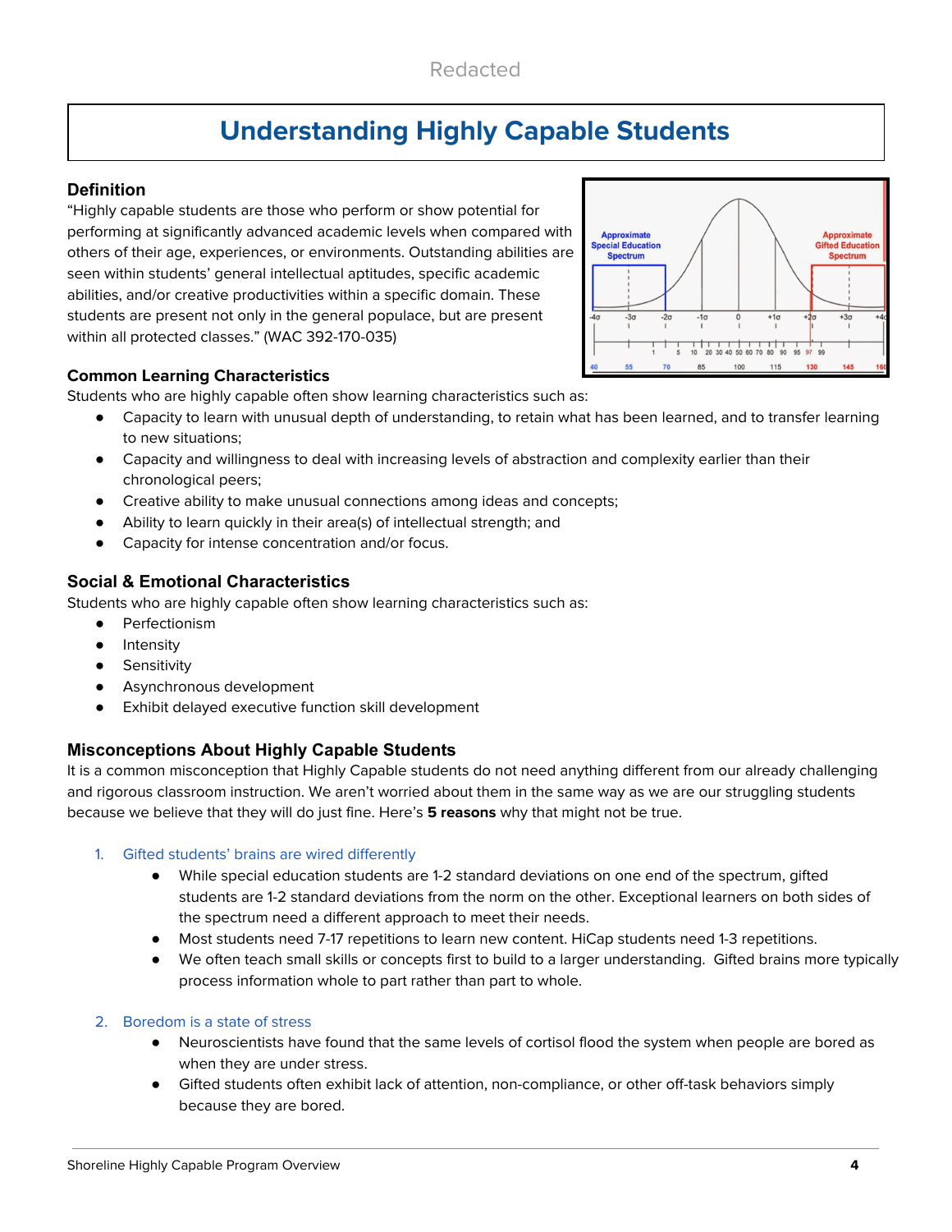# Understanding Highly Capable Students

### Definition

"Highly capable students are those who perform or show potential for performing at significantly advanced academic levels when compared with others of their age, experiences, or environments. Outstanding abilities are seen within students' general intellectual aptitudes, specific academic abilities, and/or creative productivities within a specific domain. These students are present not only in the general populace, but are present within all protected classes." (WAC 392-170-035)

### Common Learning Characteristics

Students who are highly capable often show learning characteristics such as:

- Capacity to learn with unusual depth of understanding, to retain what has been learned, and to transfer learning to new situations;
- Capacity and willingness to deal with increasing levels of abstraction and complexity earlier than their chronological peers;
- Creative ability to make unusual connections among ideas and concepts;
- Ability to learn quickly in their area(s) of intellectual strength; and
- Capacity for intense concentration and/or focus.

### Social & Emotional Characteristics

Students who are highly capable often show learning characteristics such as:

- Perfectionism
- Intensity
- Sensitivity
- Asynchronous development
- Exhibit delayed executive function skill development

### Misconceptions About Highly Capable Students

It is a common misconception that Highly Capable students do not need anything different from our already challenging and rigorous classroom instruction. We aren't worried about them in the same way as we are our struggling students because we believe that they will do just fine. Here's **5 reasons** why that might not be true.

1. Gifted students' brains are wired differently
   - While special education students are 1-2 standard deviations on one end of the spectrum, gifted students are 1-2 standard deviations from the norm on the other. Exceptional learners on both sides of the spectrum need a different approach to meet their needs.
   - Most students need 7-17 repetitions to learn new content. HiCap students need 1-3 repetitions.
   - We often teach small skills or concepts first to build to a larger understanding. Gifted brains more typically process information whole to part rather than part to whole.

2. Boredom is a state of stress
   - Neuroscientists have found that the same levels of cortisol flood the system when people are bored as when they are under stress.
   - Gifted students often exhibit lack of attention, non-compliance, or other off-task behaviors simply because they are bored.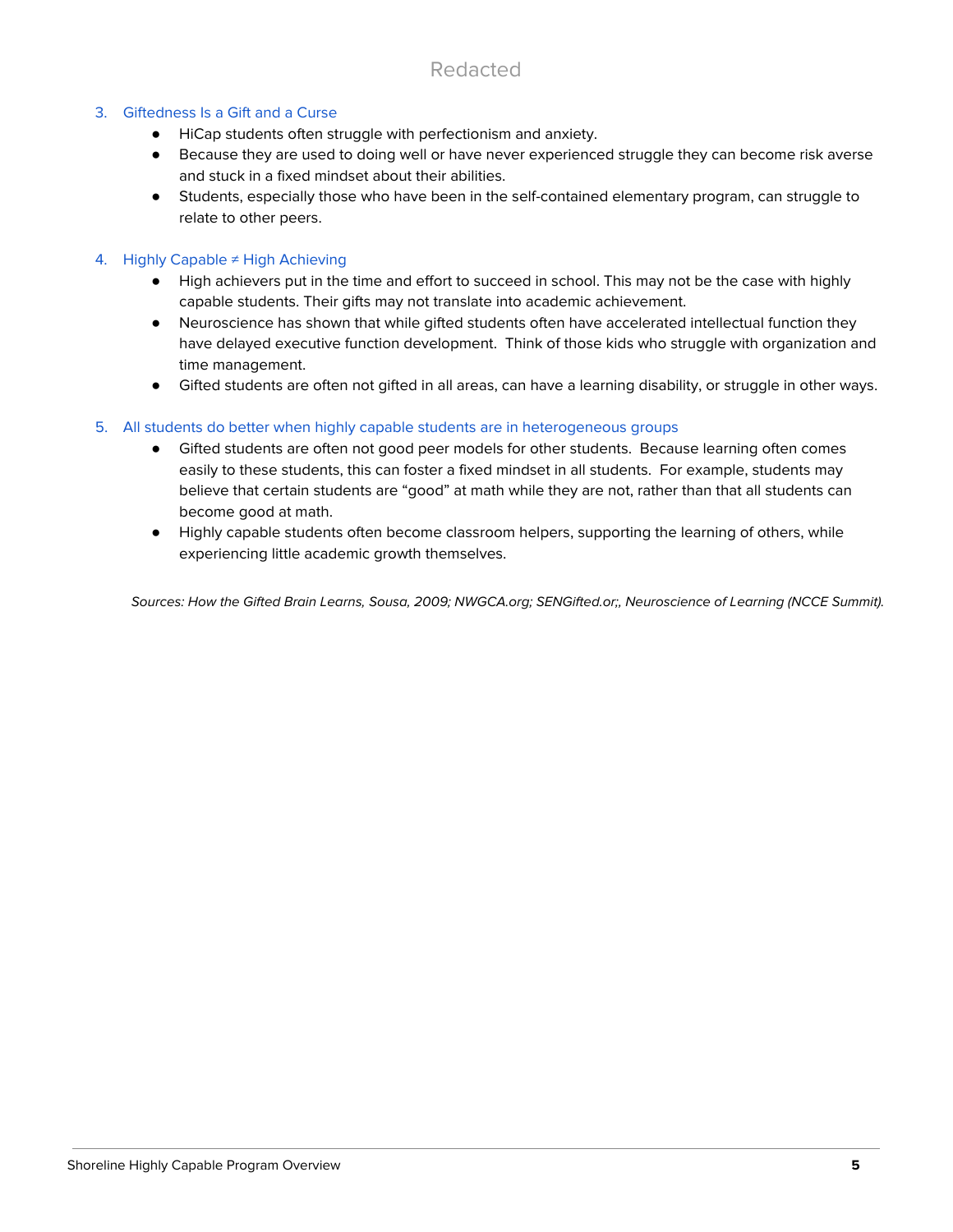Redacted

3. Giftedness Is a Gift and a Curse
    - HiCap students often struggle with perfectionism and anxiety.
    - Because they are used to doing well or have never experienced struggle they can become risk averse and stuck in a fixed mindset about their abilities.
    - Students, especially those who have been in the self-contained elementary program, can struggle to relate to other peers.

4. Highly Capable ≠ High Achieving
    - High achievers put in the time and effort to succeed in school. This may not be the case with highly capable students. Their gifts may not translate into academic achievement.
    - Neuroscience has shown that while gifted students often have accelerated intellectual function they have delayed executive function development. Think of those kids who struggle with organization and time management.
    - Gifted students are often not gifted in all areas, can have a learning disability, or struggle in other ways.

5. All students do better when highly capable students are in heterogeneous groups
    - Gifted students are often not good peer models for other students. Because learning often comes easily to these students, this can foster a fixed mindset in all students. For example, students may believe that certain students are "good" at math while they are not, rather than that all students can become good at math.
    - Highly capable students often become classroom helpers, supporting the learning of others, while experiencing little academic growth themselves.

*Sources: How the Gifted Brain Learns, Sousa, 2009; NWGCA.org; SENGifted.or;, Neuroscience of Learning (NCCE Summit).*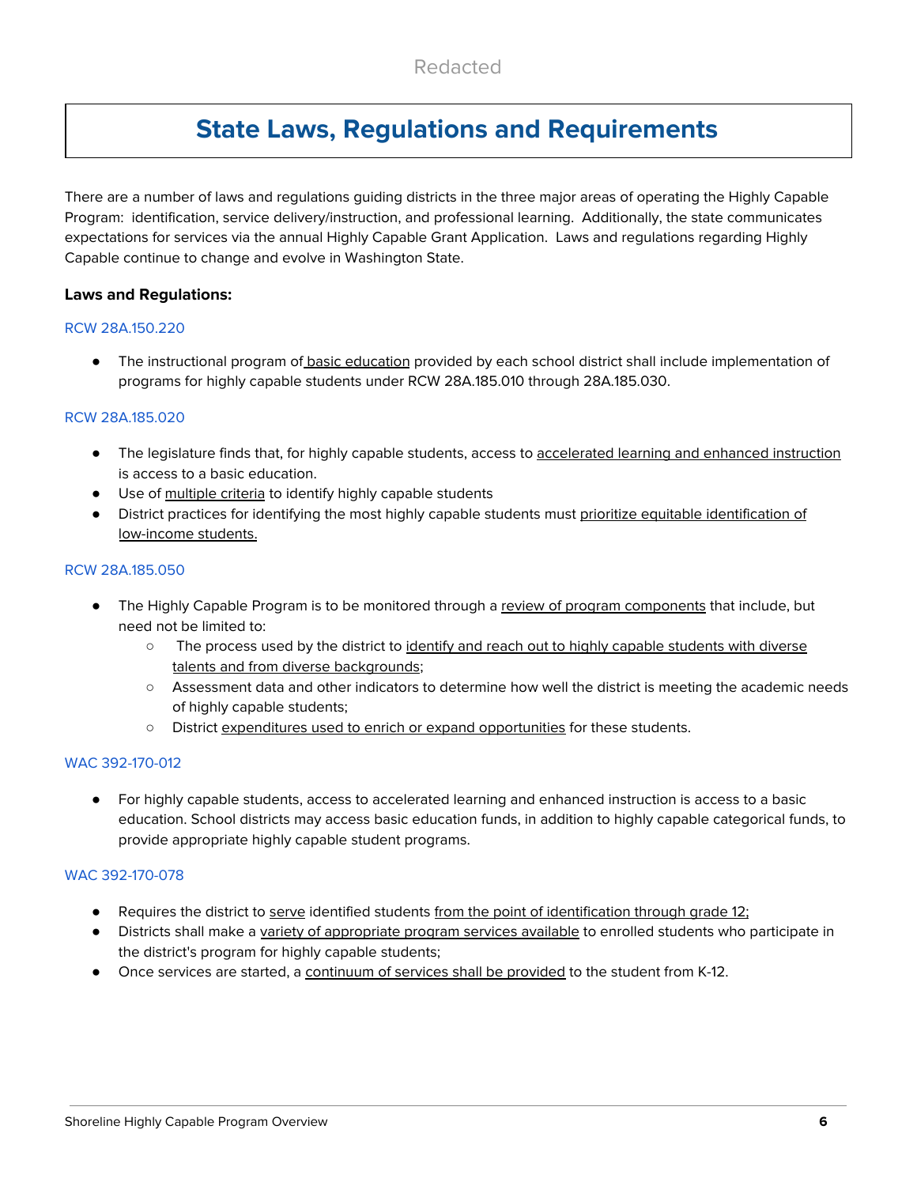Redacted

# State Laws, Regulations and Requirements

There are a number of laws and regulations guiding districts in the three major areas of operating the Highly Capable Program: identification, service delivery/instruction, and professional learning. Additionally, the state communicates expectations for services via the annual Highly Capable Grant Application. Laws and regulations regarding Highly Capable continue to change and evolve in Washington State.

**Laws and Regulations:**

RCW 28A.150.220

- The instructional program of basic education provided by each school district shall include implementation of programs for highly capable students under RCW 28A.185.010 through 28A.185.030.

RCW 28A.185.020

- The legislature finds that, for highly capable students, access to accelerated learning and enhanced instruction is access to a basic education.
- Use of multiple criteria to identify highly capable students
- District practices for identifying the most highly capable students must prioritize equitable identification of low-income students.

RCW 28A.185.050

- The Highly Capable Program is to be monitored through a review of program components that include, but need not be limited to:
  - The process used by the district to identify and reach out to highly capable students with diverse talents and from diverse backgrounds;
  - Assessment data and other indicators to determine how well the district is meeting the academic needs of highly capable students;
  - District expenditures used to enrich or expand opportunities for these students.

WAC 392-170-012

- For highly capable students, access to accelerated learning and enhanced instruction is access to a basic education. School districts may access basic education funds, in addition to highly capable categorical funds, to provide appropriate highly capable student programs.

WAC 392-170-078

- Requires the district to serve identified students from the point of identification through grade 12;
- Districts shall make a variety of appropriate program services available to enrolled students who participate in the district's program for highly capable students;
- Once services are started, a continuum of services shall be provided to the student from K-12.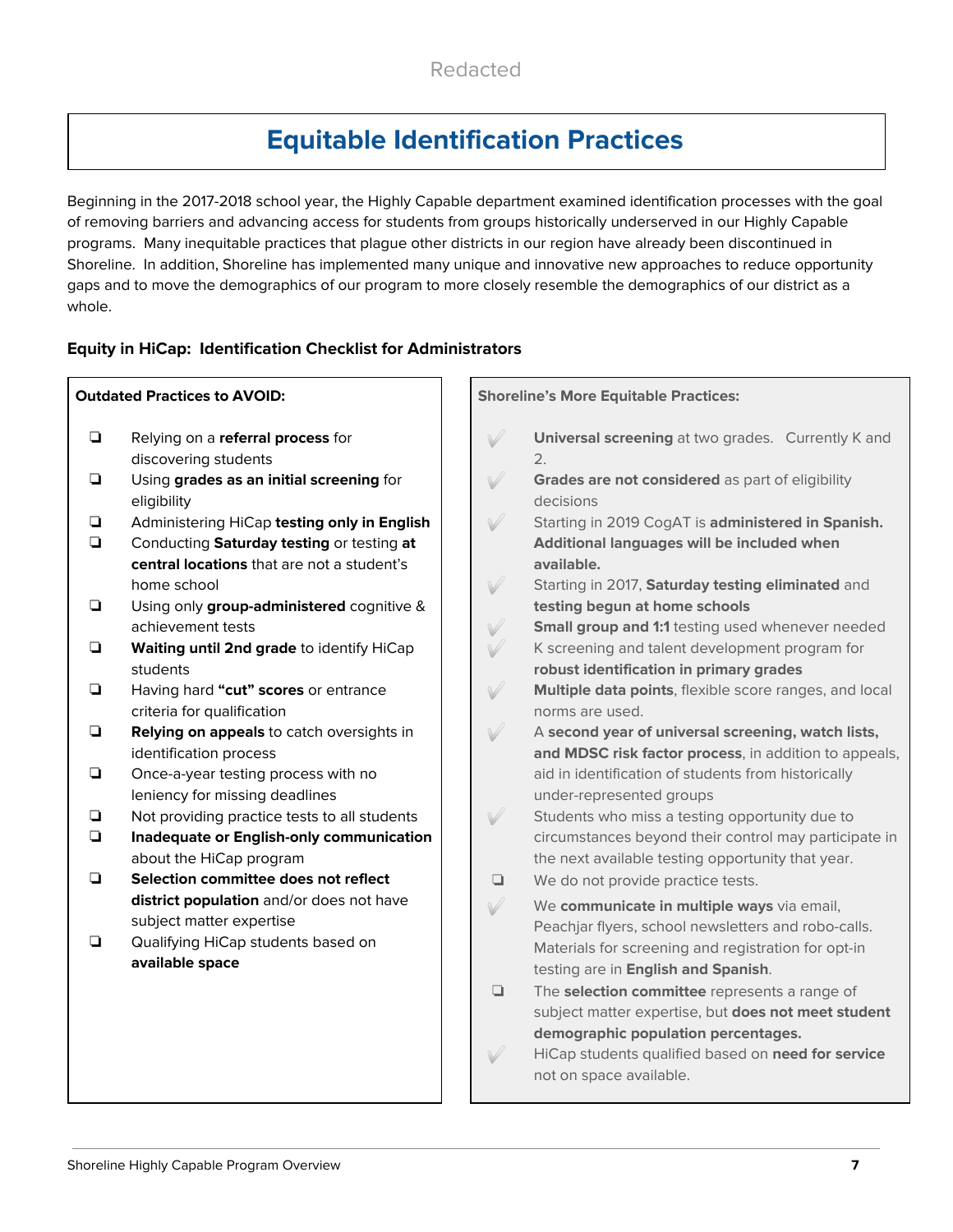Redacted

# Equitable Identification Practices

Beginning in the 2017-2018 school year, the Highly Capable department examined identification processes with the goal of removing barriers and advancing access for students from groups historically underserved in our Highly Capable programs. Many inequitable practices that plague other districts in our region have already been discontinued in Shoreline. In addition, Shoreline has implemented many unique and innovative new approaches to reduce opportunity gaps and to move the demographics of our program to more closely resemble the demographics of our district as a whole.

### Equity in HiCap: Identification Checklist for Administrators

**Outdated Practices to AVOID:**

- ❏ Relying on a **referral process** for discovering students
- ❏ Using **grades as an initial screening** for eligibility
- ❏ Administering HiCap **testing only in English**
- ❏ Conducting **Saturday testing** or testing **at central locations** that are not a student's home school
- ❏ Using only **group-administered** cognitive & achievement tests
- ❏ **Waiting until 2nd grade** to identify HiCap students
- ❏ Having hard **"cut" scores** or entrance criteria for qualification
- ❏ **Relying on appeals** to catch oversights in identification process
- ❏ Once-a-year testing process with no leniency for missing deadlines
- ❏ Not providing practice tests to all students
- ❏ **Inadequate or English-only communication** about the HiCap program
- ❏ **Selection committee does not reflect district population** and/or does not have subject matter expertise
- ❏ Qualifying HiCap students based on **available space**

**Shoreline's More Equitable Practices:**

- ✓ **Universal screening** at two grades. Currently K and 2.
- ✓ **Grades are not considered** as part of eligibility decisions
- ✓ Starting in 2019 CogAT is **administered in Spanish. Additional languages will be included when available.**
- ✓ Starting in 2017, **Saturday testing eliminated** and **testing begun at home schools**
- ✓ **Small group and 1:1** testing used whenever needed
- ✓ K screening and talent development program for **robust identification in primary grades**
- ✓ **Multiple data points**, flexible score ranges, and local norms are used.
- ✓ A **second year of universal screening, watch lists, and MDSC risk factor process**, in addition to appeals, aid in identification of students from historically under-represented groups
- ✓ Students who miss a testing opportunity due to circumstances beyond their control may participate in the next available testing opportunity that year.
- ❏ We do not provide practice tests.
- ✓ We **communicate in multiple ways** via email, Peachjar flyers, school newsletters and robo-calls. Materials for screening and registration for opt-in testing are in **English and Spanish**.
- ❏ The **selection committee** represents a range of subject matter expertise, but **does not meet student demographic population percentages.**
- ✓ HiCap students qualified based on **need for service** not on space available.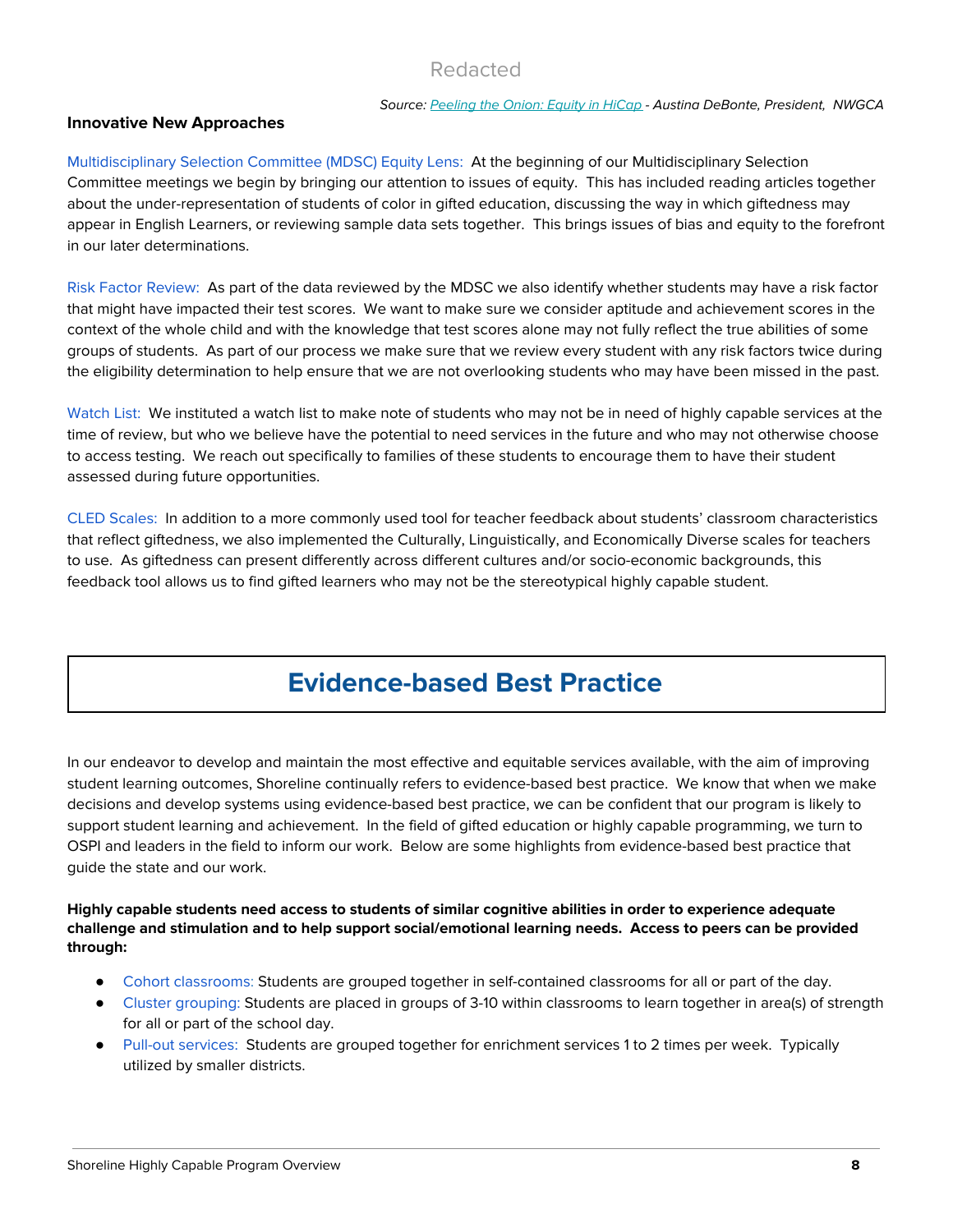Redacted

*Source: [Peeling the Onion: Equity in HiCap](#) - Austina DeBonte, President, NWGCA*

**Innovative New Approaches**

Multidisciplinary Selection Committee (MDSC) Equity Lens: At the beginning of our Multidisciplinary Selection Committee meetings we begin by bringing our attention to issues of equity. This has included reading articles together about the under-representation of students of color in gifted education, discussing the way in which giftedness may appear in English Learners, or reviewing sample data sets together. This brings issues of bias and equity to the forefront in our later determinations.

Risk Factor Review: As part of the data reviewed by the MDSC we also identify whether students may have a risk factor that might have impacted their test scores. We want to make sure we consider aptitude and achievement scores in the context of the whole child and with the knowledge that test scores alone may not fully reflect the true abilities of some groups of students. As part of our process we make sure that we review every student with any risk factors twice during the eligibility determination to help ensure that we are not overlooking students who may have been missed in the past.

Watch List: We instituted a watch list to make note of students who may not be in need of highly capable services at the time of review, but who we believe have the potential to need services in the future and who may not otherwise choose to access testing. We reach out specifically to families of these students to encourage them to have their student assessed during future opportunities.

CLED Scales: In addition to a more commonly used tool for teacher feedback about students' classroom characteristics that reflect giftedness, we also implemented the Culturally, Linguistically, and Economically Diverse scales for teachers to use. As giftedness can present differently across different cultures and/or socio-economic backgrounds, this feedback tool allows us to find gifted learners who may not be the stereotypical highly capable student.

## Evidence-based Best Practice

In our endeavor to develop and maintain the most effective and equitable services available, with the aim of improving student learning outcomes, Shoreline continually refers to evidence-based best practice. We know that when we make decisions and develop systems using evidence-based best practice, we can be confident that our program is likely to support student learning and achievement. In the field of gifted education or highly capable programming, we turn to OSPI and leaders in the field to inform our work. Below are some highlights from evidence-based best practice that guide the state and our work.

**Highly capable students need access to students of similar cognitive abilities in order to experience adequate challenge and stimulation and to help support social/emotional learning needs. Access to peers can be provided through:**

- Cohort classrooms: Students are grouped together in self-contained classrooms for all or part of the day.
- Cluster grouping: Students are placed in groups of 3-10 within classrooms to learn together in area(s) of strength for all or part of the school day.
- Pull-out services: Students are grouped together for enrichment services 1 to 2 times per week. Typically utilized by smaller districts.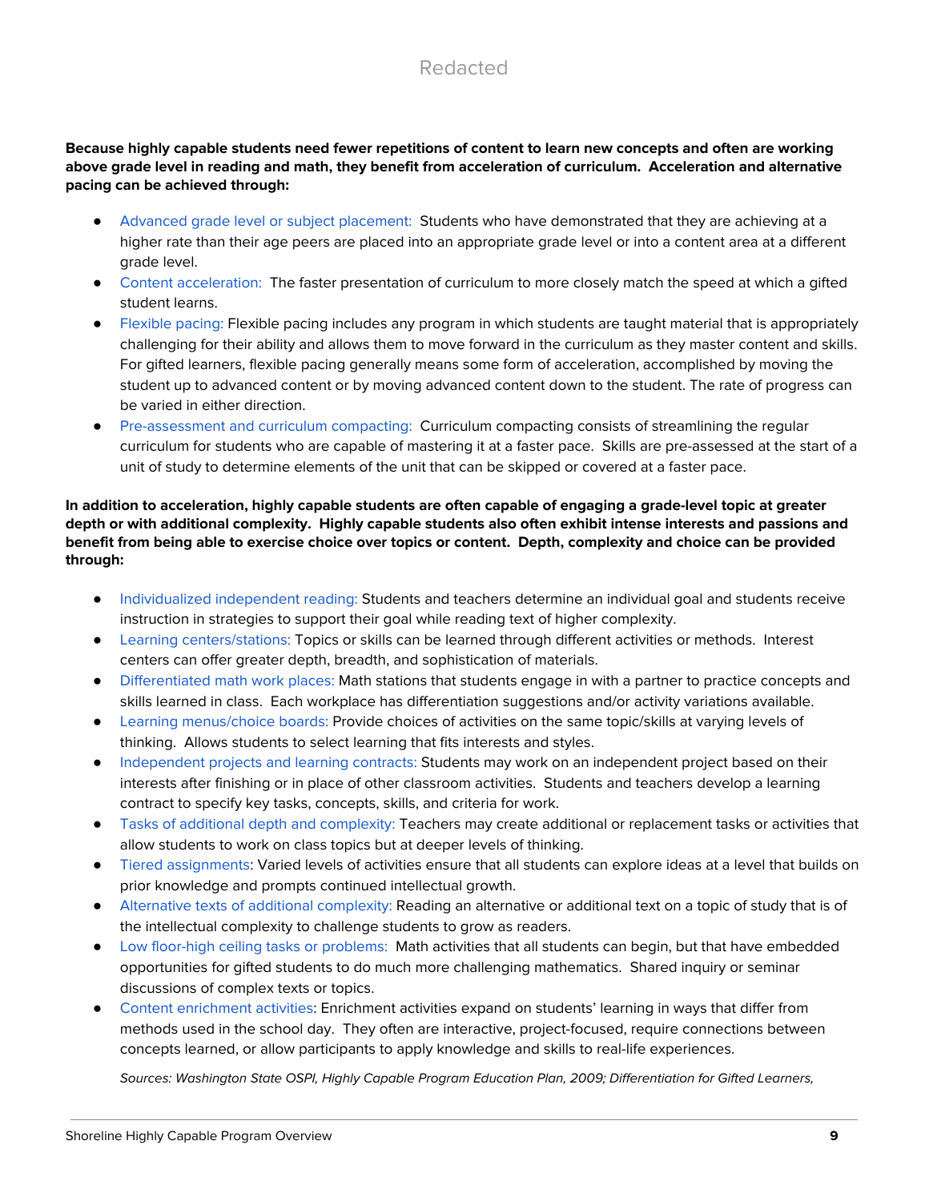**Because highly capable students need fewer repetitions of content to learn new concepts and often are working above grade level in reading and math, they benefit from acceleration of curriculum. Acceleration and alternative pacing can be achieved through:**

- Advanced grade level or subject placement: Students who have demonstrated that they are achieving at a higher rate than their age peers are placed into an appropriate grade level or into a content area at a different grade level.
- Content acceleration: The faster presentation of curriculum to more closely match the speed at which a gifted student learns.
- Flexible pacing: Flexible pacing includes any program in which students are taught material that is appropriately challenging for their ability and allows them to move forward in the curriculum as they master content and skills. For gifted learners, flexible pacing generally means some form of acceleration, accomplished by moving the student up to advanced content or by moving advanced content down to the student. The rate of progress can be varied in either direction.
- Pre-assessment and curriculum compacting: Curriculum compacting consists of streamlining the regular curriculum for students who are capable of mastering it at a faster pace. Skills are pre-assessed at the start of a unit of study to determine elements of the unit that can be skipped or covered at a faster pace.

**In addition to acceleration, highly capable students are often capable of engaging a grade-level topic at greater depth or with additional complexity. Highly capable students also often exhibit intense interests and passions and benefit from being able to exercise choice over topics or content. Depth, complexity and choice can be provided through:**

- Individualized independent reading: Students and teachers determine an individual goal and students receive instruction in strategies to support their goal while reading text of higher complexity.
- Learning centers/stations: Topics or skills can be learned through different activities or methods. Interest centers can offer greater depth, breadth, and sophistication of materials.
- Differentiated math work places: Math stations that students engage in with a partner to practice concepts and skills learned in class. Each workplace has differentiation suggestions and/or activity variations available.
- Learning menus/choice boards: Provide choices of activities on the same topic/skills at varying levels of thinking. Allows students to select learning that fits interests and styles.
- Independent projects and learning contracts: Students may work on an independent project based on their interests after finishing or in place of other classroom activities. Students and teachers develop a learning contract to specify key tasks, concepts, skills, and criteria for work.
- Tasks of additional depth and complexity: Teachers may create additional or replacement tasks or activities that allow students to work on class topics but at deeper levels of thinking.
- Tiered assignments: Varied levels of activities ensure that all students can explore ideas at a level that builds on prior knowledge and prompts continued intellectual growth.
- Alternative texts of additional complexity: Reading an alternative or additional text on a topic of study that is of the intellectual complexity to challenge students to grow as readers.
- Low floor-high ceiling tasks or problems: Math activities that all students can begin, but that have embedded opportunities for gifted students to do much more challenging mathematics. Shared inquiry or seminar discussions of complex texts or topics.
- Content enrichment activities: Enrichment activities expand on students' learning in ways that differ from methods used in the school day. They often are interactive, project-focused, require connections between concepts learned, or allow participants to apply knowledge and skills to real-life experiences.

*Sources: Washington State OSPI, Highly Capable Program Education Plan, 2009; Differentiation for Gifted Learners,*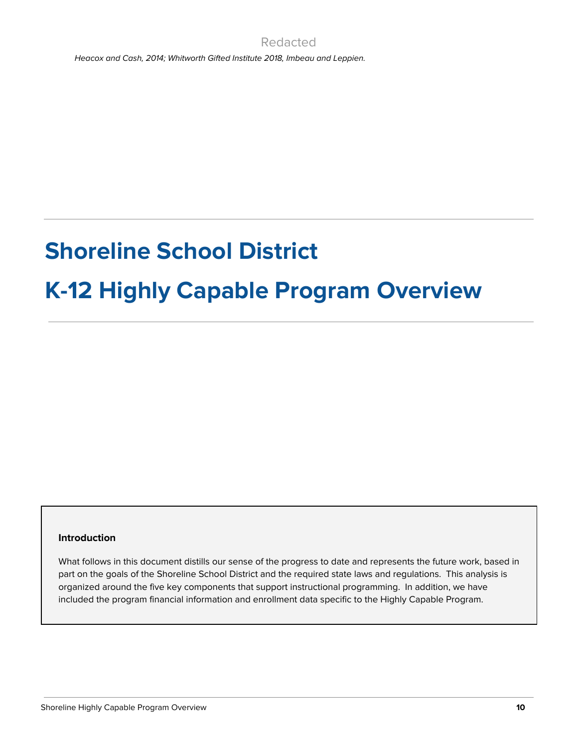Redacted

*Heacox and Cash, 2014; Whitworth Gifted Institute 2018, Imbeau and Leppien.*

---

# Shoreline School District

# K-12 Highly Capable Program Overview

---

**Introduction**

What follows in this document distills our sense of the progress to date and represents the future work, based in part on the goals of the Shoreline School District and the required state laws and regulations. This analysis is organized around the five key components that support instructional programming. In addition, we have included the program financial information and enrollment data specific to the Highly Capable Program.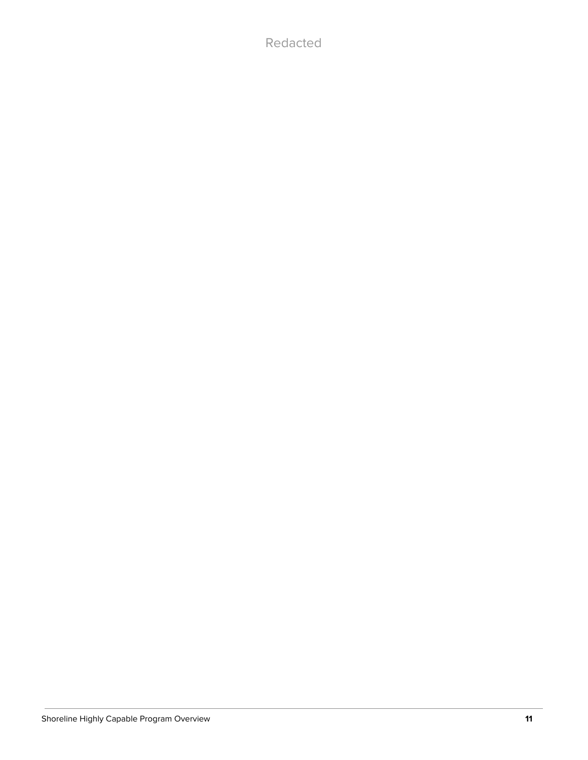Redacted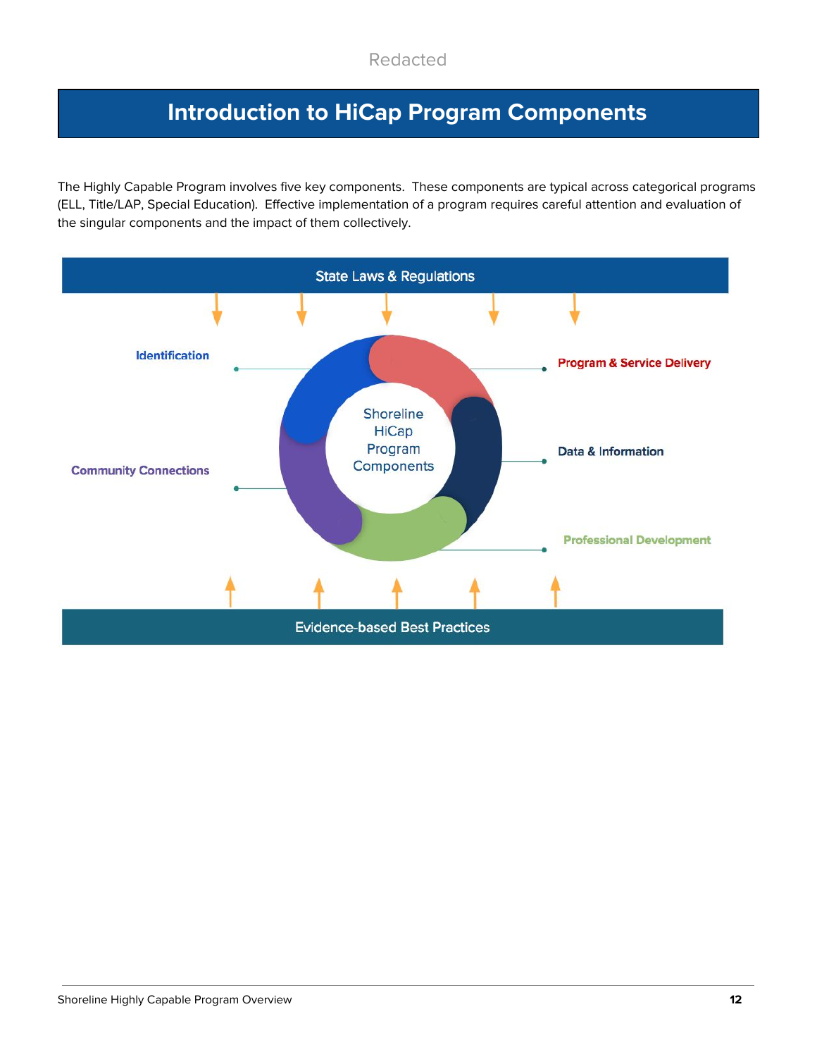# Introduction to HiCap Program Components

The Highly Capable Program involves five key components. These components are typical across categorical programs (ELL, Title/LAP, Special Education). Effective implementation of a program requires careful attention and evaluation of the singular components and the impact of them collectively.

State Laws & Regulations

Identification

Program & Service Delivery

Shoreline HiCap Program Components

Data & Information

Community Connections

Professional Development

Evidence-based Best Practices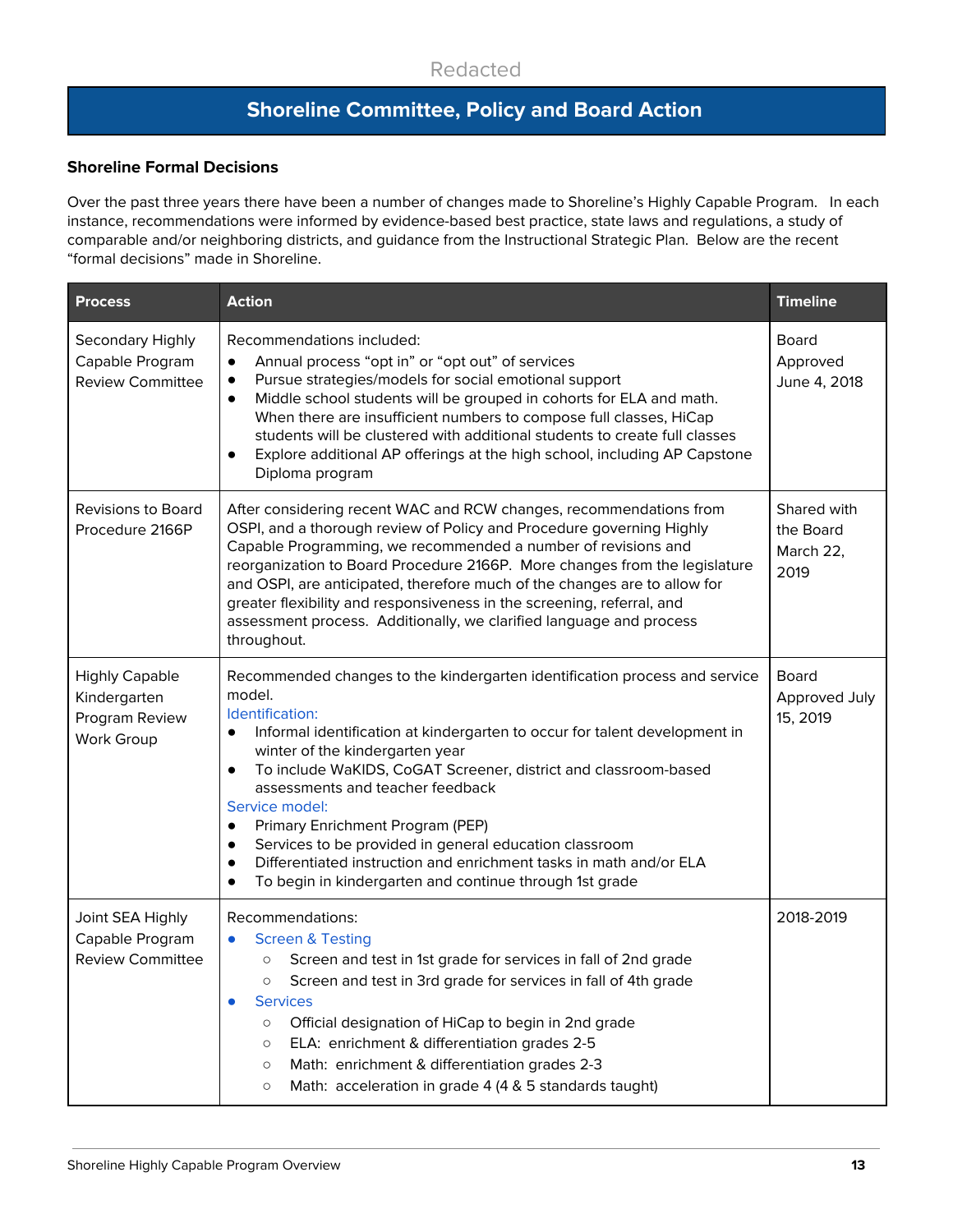Redacted

## Shoreline Committee, Policy and Board Action

### Shoreline Formal Decisions

Over the past three years there have been a number of changes made to Shoreline's Highly Capable Program. In each instance, recommendations were informed by evidence-based best practice, state laws and regulations, a study of comparable and/or neighboring districts, and guidance from the Instructional Strategic Plan. Below are the recent "formal decisions" made in Shoreline.

| Process | Action | Timeline |
|---|---|---|
| Secondary Highly Capable Program Review Committee | Recommendations included:<br>• Annual process "opt in" or "opt out" of services<br>• Pursue strategies/models for social emotional support<br>• Middle school students will be grouped in cohorts for ELA and math. When there are insufficient numbers to compose full classes, HiCap students will be clustered with additional students to create full classes<br>• Explore additional AP offerings at the high school, including AP Capstone Diploma program | Board Approved June 4, 2018 |
| Revisions to Board Procedure 2166P | After considering recent WAC and RCW changes, recommendations from OSPI, and a thorough review of Policy and Procedure governing Highly Capable Programming, we recommended a number of revisions and reorganization to Board Procedure 2166P. More changes from the legislature and OSPI, are anticipated, therefore much of the changes are to allow for greater flexibility and responsiveness in the screening, referral, and assessment process. Additionally, we clarified language and process throughout. | Shared with the Board March 22, 2019 |
| Highly Capable Kindergarten Program Review Work Group | Recommended changes to the kindergarten identification process and service model.<br>Identification:<br>• Informal identification at kindergarten to occur for talent development in winter of the kindergarten year<br>• To include WaKIDS, CoGAT Screener, district and classroom-based assessments and teacher feedback<br>Service model:<br>• Primary Enrichment Program (PEP)<br>• Services to be provided in general education classroom<br>• Differentiated instruction and enrichment tasks in math and/or ELA<br>• To begin in kindergarten and continue through 1st grade | Board Approved July 15, 2019 |
| Joint SEA Highly Capable Program Review Committee | Recommendations:<br>• Screen & Testing<br>○ Screen and test in 1st grade for services in fall of 2nd grade<br>○ Screen and test in 3rd grade for services in fall of 4th grade<br>• Services<br>○ Official designation of HiCap to begin in 2nd grade<br>○ ELA: enrichment & differentiation grades 2-5<br>○ Math: enrichment & differentiation grades 2-3<br>○ Math: acceleration in grade 4 (4 & 5 standards taught) | 2018-2019 |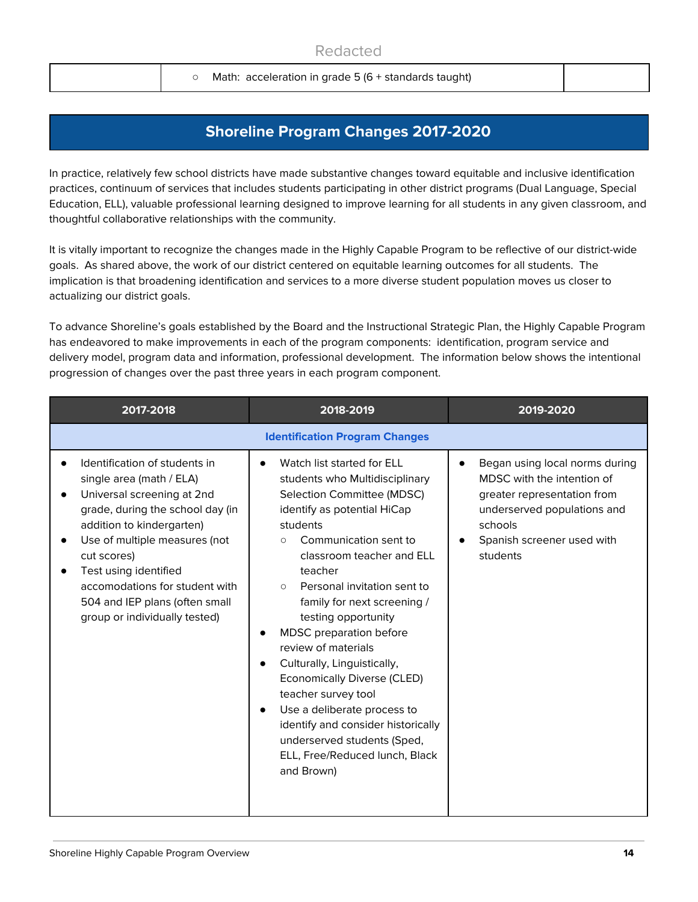Redacted

| | ○ Math: acceleration in grade 5 (6 + standards taught) | |
|---|---|---|

## Shoreline Program Changes 2017-2020

In practice, relatively few school districts have made substantive changes toward equitable and inclusive identification practices, continuum of services that includes students participating in other district programs (Dual Language, Special Education, ELL), valuable professional learning designed to improve learning for all students in any given classroom, and thoughtful collaborative relationships with the community.

It is vitally important to recognize the changes made in the Highly Capable Program to be reflective of our district-wide goals. As shared above, the work of our district centered on equitable learning outcomes for all students. The implication is that broadening identification and services to a more diverse student population moves us closer to actualizing our district goals.

To advance Shoreline's goals established by the Board and the Instructional Strategic Plan, the Highly Capable Program has endeavored to make improvements in each of the program components: identification, program service and delivery model, program data and information, professional development. The information below shows the intentional progression of changes over the past three years in each program component.

| 2017-2018 | 2018-2019 | 2019-2020 |
|---|---|---|
| **Identification Program Changes** | | |
| • Identification of students in single area (math / ELA)<br>• Universal screening at 2nd grade, during the school day (in addition to kindergarten)<br>• Use of multiple measures (not cut scores)<br>• Test using identified accomodations for student with 504 and IEP plans (often small group or individually tested) | • Watch list started for ELL students who Multidisciplinary Selection Committee (MDSC) identify as potential HiCap students<br>&nbsp;&nbsp;○ Communication sent to classroom teacher and ELL teacher<br>&nbsp;&nbsp;○ Personal invitation sent to family for next screening / testing opportunity<br>• MDSC preparation before review of materials<br>• Culturally, Linguistically, Economically Diverse (CLED) teacher survey tool<br>• Use a deliberate process to identify and consider historically underserved students (Sped, ELL, Free/Reduced lunch, Black and Brown) | • Began using local norms during MDSC with the intention of greater representation from underserved populations and schools<br>• Spanish screener used with students |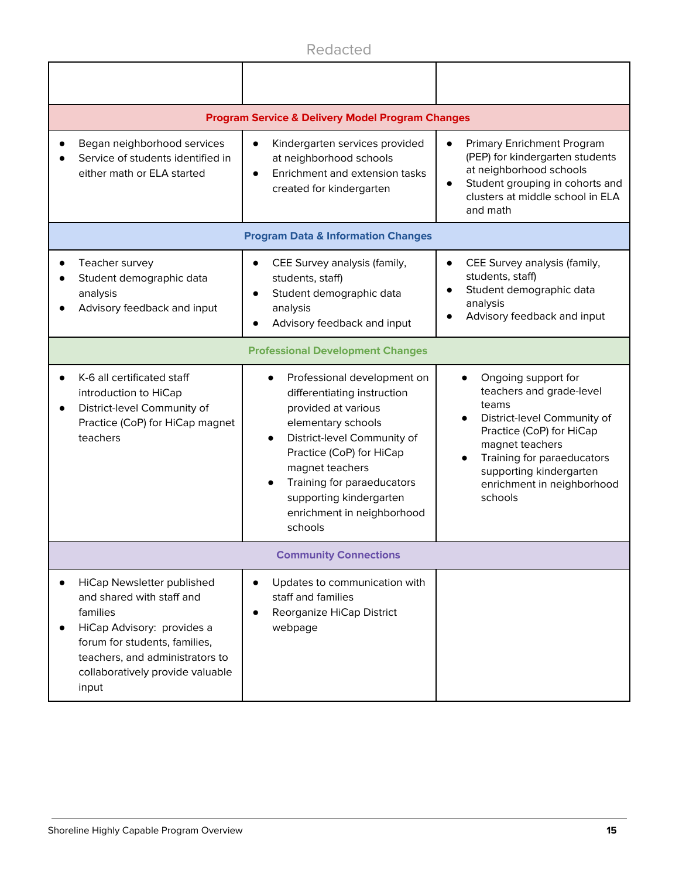Redacted

| | | |
|---|---|---|
| **Program Service & Delivery Model Program Changes** | | |
| • Began neighborhood services<br>• Service of students identified in either math or ELA started | • Kindergarten services provided at neighborhood schools<br>• Enrichment and extension tasks created for kindergarten | • Primary Enrichment Program (PEP) for kindergarten students at neighborhood schools<br>• Student grouping in cohorts and clusters at middle school in ELA and math |
| **Program Data & Information Changes** | | |
| • Teacher survey<br>• Student demographic data analysis<br>• Advisory feedback and input | • CEE Survey analysis (family, students, staff)<br>• Student demographic data analysis<br>• Advisory feedback and input | • CEE Survey analysis (family, students, staff)<br>• Student demographic data analysis<br>• Advisory feedback and input |
| **Professional Development Changes** | | |
| • K-6 all certificated staff introduction to HiCap<br>• District-level Community of Practice (CoP) for HiCap magnet teachers | • Professional development on differentiating instruction provided at various elementary schools<br>• District-level Community of Practice (CoP) for HiCap magnet teachers<br>• Training for paraeducators supporting kindergarten enrichment in neighborhood schools | • Ongoing support for teachers and grade-level teams<br>• District-level Community of Practice (CoP) for HiCap magnet teachers<br>• Training for paraeducators supporting kindergarten enrichment in neighborhood schools |
| **Community Connections** | | |
| • HiCap Newsletter published and shared with staff and families<br>• HiCap Advisory: provides a forum for students, families, teachers, and administrators to collaboratively provide valuable input | • Updates to communication with staff and families<br>• Reorganize HiCap District webpage | |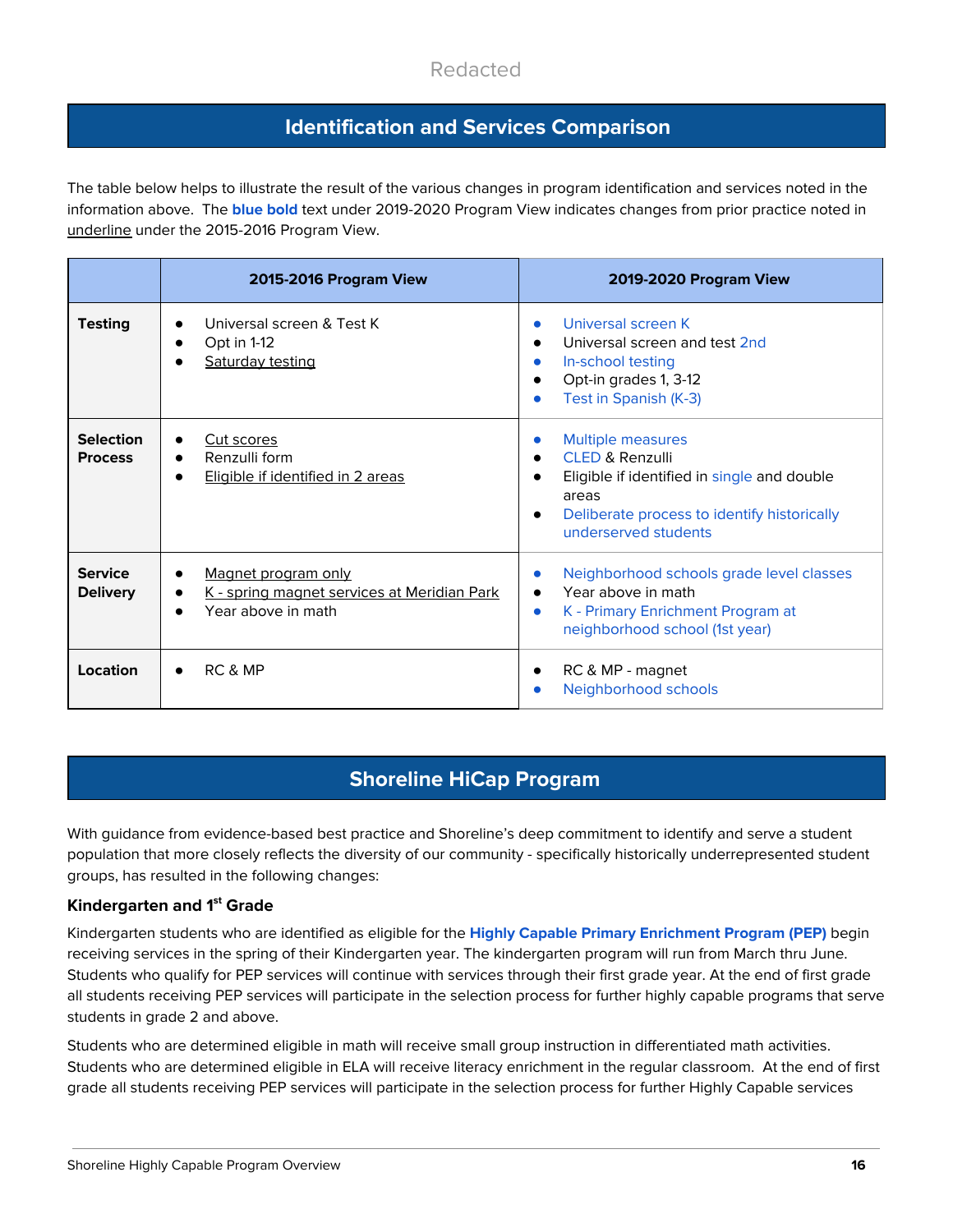Redacted

## Identification and Services Comparison

The table below helps to illustrate the result of the various changes in program identification and services noted in the information above. The **blue bold** text under 2019-2020 Program View indicates changes from prior practice noted in <u>underline</u> under the 2015-2016 Program View.

| | 2015-2016 Program View | 2019-2020 Program View |
|---|---|---|
| **Testing** | • Universal screen & Test K<br>• Opt in 1-12<br>• <u>Saturday testing</u> | • Universal screen K<br>• Universal screen and test 2nd<br>• In-school testing<br>• Opt-in grades 1, 3-12<br>• Test in Spanish (K-3) |
| **Selection Process** | • <u>Cut scores</u><br>• Renzulli form<br>• <u>Eligible if identified in 2 areas</u> | • Multiple measures<br>• CLED & Renzulli<br>• Eligible if identified in single and double areas<br>• Deliberate process to identify historically underserved students |
| **Service Delivery** | • <u>Magnet program only</u><br>• <u>K - spring magnet services at Meridian Park</u><br>• Year above in math | • Neighborhood schools grade level classes<br>• Year above in math<br>• K - Primary Enrichment Program at neighborhood school (1st year) |
| **Location** | • RC & MP | • RC & MP - magnet<br>• Neighborhood schools |

## Shoreline HiCap Program

With guidance from evidence-based best practice and Shoreline's deep commitment to identify and serve a student population that more closely reflects the diversity of our community - specifically historically underrepresented student groups, has resulted in the following changes:

### Kindergarten and 1st Grade

Kindergarten students who are identified as eligible for the **Highly Capable Primary Enrichment Program (PEP)** begin receiving services in the spring of their Kindergarten year. The kindergarten program will run from March thru June. Students who qualify for PEP services will continue with services through their first grade year. At the end of first grade all students receiving PEP services will participate in the selection process for further highly capable programs that serve students in grade 2 and above.

Students who are determined eligible in math will receive small group instruction in differentiated math activities. Students who are determined eligible in ELA will receive literacy enrichment in the regular classroom. At the end of first grade all students receiving PEP services will participate in the selection process for further Highly Capable services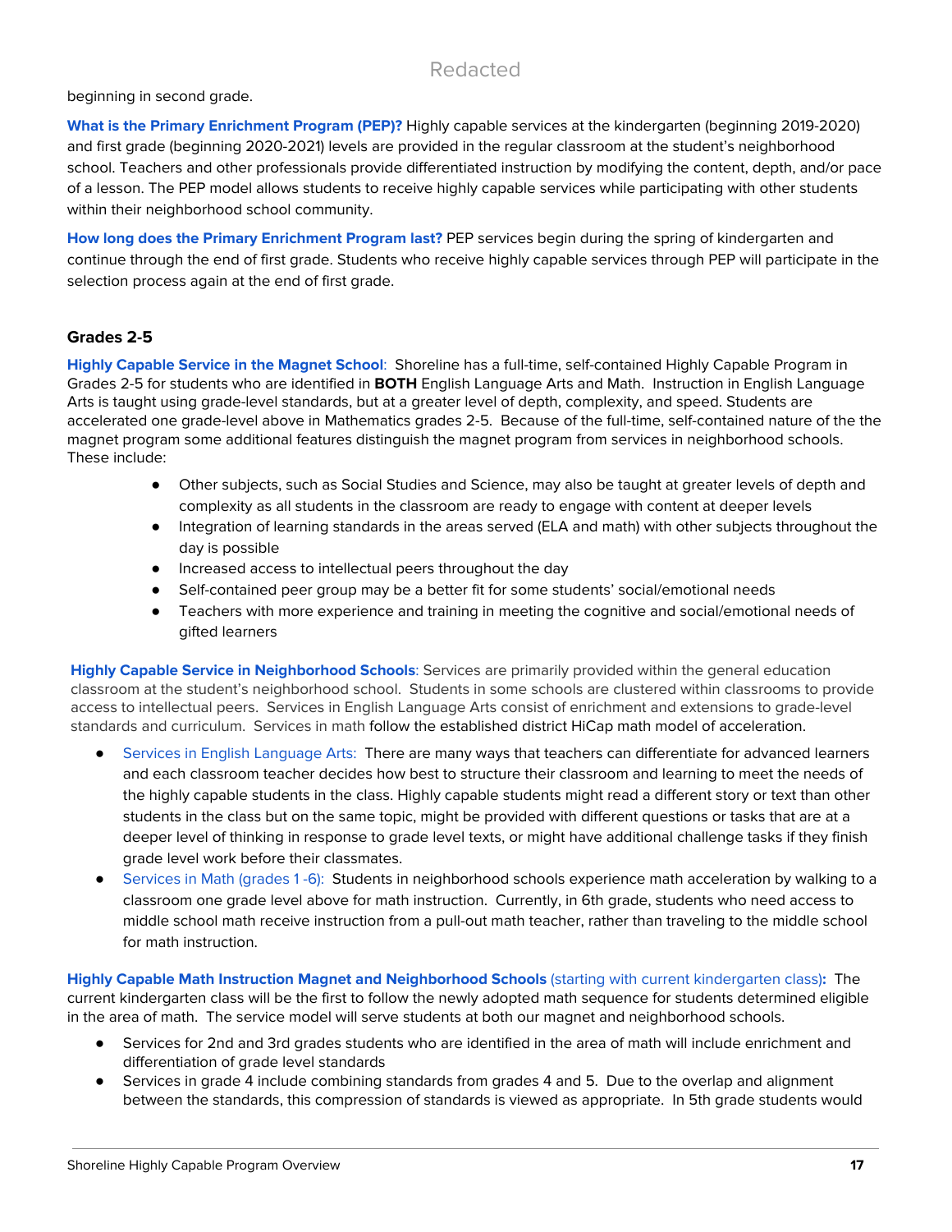beginning in second grade.

**What is the Primary Enrichment Program (PEP)?** Highly capable services at the kindergarten (beginning 2019-2020) and first grade (beginning 2020-2021) levels are provided in the regular classroom at the student's neighborhood school. Teachers and other professionals provide differentiated instruction by modifying the content, depth, and/or pace of a lesson. The PEP model allows students to receive highly capable services while participating with other students within their neighborhood school community.

**How long does the Primary Enrichment Program last?** PEP services begin during the spring of kindergarten and continue through the end of first grade. Students who receive highly capable services through PEP will participate in the selection process again at the end of first grade.

### Grades 2-5

**Highly Capable Service in the Magnet School**: Shoreline has a full-time, self-contained Highly Capable Program in Grades 2-5 for students who are identified in **BOTH** English Language Arts and Math. Instruction in English Language Arts is taught using grade-level standards, but at a greater level of depth, complexity, and speed. Students are accelerated one grade-level above in Mathematics grades 2-5. Because of the full-time, self-contained nature of the the magnet program some additional features distinguish the magnet program from services in neighborhood schools. These include:

- Other subjects, such as Social Studies and Science, may also be taught at greater levels of depth and complexity as all students in the classroom are ready to engage with content at deeper levels
- Integration of learning standards in the areas served (ELA and math) with other subjects throughout the day is possible
- Increased access to intellectual peers throughout the day
- Self-contained peer group may be a better fit for some students' social/emotional needs
- Teachers with more experience and training in meeting the cognitive and social/emotional needs of gifted learners

**Highly Capable Service in Neighborhood Schools**: Services are primarily provided within the general education classroom at the student's neighborhood school. Students in some schools are clustered within classrooms to provide access to intellectual peers. Services in English Language Arts consist of enrichment and extensions to grade-level standards and curriculum. Services in math follow the established district HiCap math model of acceleration.

- Services in English Language Arts: There are many ways that teachers can differentiate for advanced learners and each classroom teacher decides how best to structure their classroom and learning to meet the needs of the highly capable students in the class. Highly capable students might read a different story or text than other students in the class but on the same topic, might be provided with different questions or tasks that are at a deeper level of thinking in response to grade level texts, or might have additional challenge tasks if they finish grade level work before their classmates.
- Services in Math (grades 1 -6): Students in neighborhood schools experience math acceleration by walking to a classroom one grade level above for math instruction. Currently, in 6th grade, students who need access to middle school math receive instruction from a pull-out math teacher, rather than traveling to the middle school for math instruction.

**Highly Capable Math Instruction Magnet and Neighborhood Schools** (starting with current kindergarten class)**:** The current kindergarten class will be the first to follow the newly adopted math sequence for students determined eligible in the area of math. The service model will serve students at both our magnet and neighborhood schools.

- Services for 2nd and 3rd grades students who are identified in the area of math will include enrichment and differentiation of grade level standards
- Services in grade 4 include combining standards from grades 4 and 5. Due to the overlap and alignment between the standards, this compression of standards is viewed as appropriate. In 5th grade students would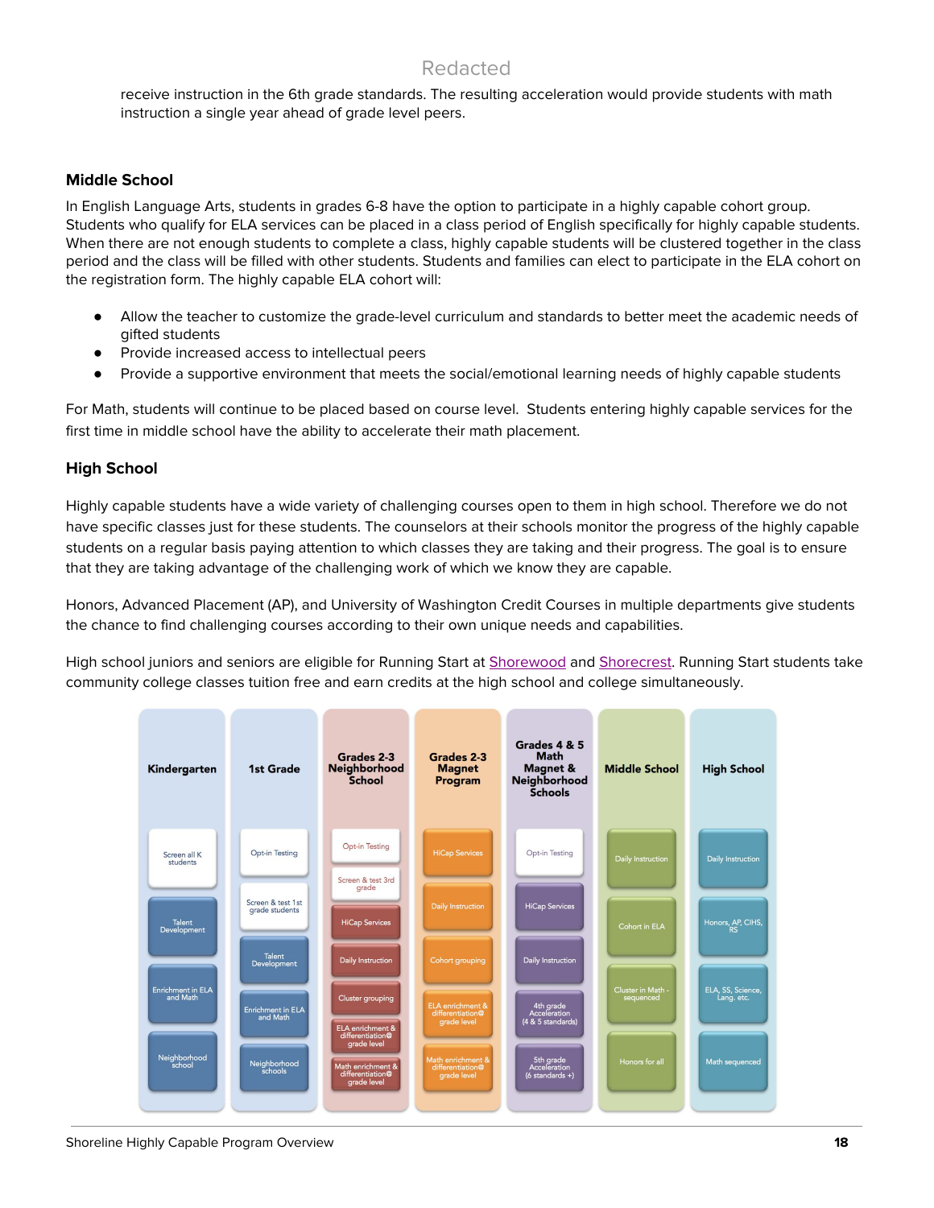receive instruction in the 6th grade standards. The resulting acceleration would provide students with math instruction a single year ahead of grade level peers.

### Middle School

In English Language Arts, students in grades 6-8 have the option to participate in a highly capable cohort group. Students who qualify for ELA services can be placed in a class period of English specifically for highly capable students. When there are not enough students to complete a class, highly capable students will be clustered together in the class period and the class will be filled with other students. Students and families can elect to participate in the ELA cohort on the registration form. The highly capable ELA cohort will:

- Allow the teacher to customize the grade-level curriculum and standards to better meet the academic needs of gifted students
- Provide increased access to intellectual peers
- Provide a supportive environment that meets the social/emotional learning needs of highly capable students

For Math, students will continue to be placed based on course level. Students entering highly capable services for the first time in middle school have the ability to accelerate their math placement.

### High School

Highly capable students have a wide variety of challenging courses open to them in high school. Therefore we do not have specific classes just for these students. The counselors at their schools monitor the progress of the highly capable students on a regular basis paying attention to which classes they are taking and their progress. The goal is to ensure that they are taking advantage of the challenging work of which we know they are capable.

Honors, Advanced Placement (AP), and University of Washington Credit Courses in multiple departments give students the chance to find challenging courses according to their own unique needs and capabilities.

High school juniors and seniors are eligible for Running Start at Shorewood and Shorecrest. Running Start students take community college classes tuition free and earn credits at the high school and college simultaneously.

| Kindergarten | 1st Grade | Grades 2-3 Neighborhood School | Grades 2-3 Magnet Program | Grades 4 & 5 Math Magnet & Neighborhood Schools | Middle School | High School |
|---|---|---|---|---|---|---|
| Screen all K students | Opt-in Testing | Opt-in Testing | HiCap Services | Opt-in Testing | Daily Instruction | Daily Instruction |
| Talent Development | Screen & test 1st grade students | Screen & test 3rd grade | Daily Instruction | HiCap Services | Cohort in ELA | Honors, AP, CIHS, RS |
| Enrichment in ELA and Math | Talent Development | HiCap Services | Cohort grouping | Daily Instruction | Cluster in Math - sequenced | ELA, SS, Science, Lang. etc. |
| Neighborhood school | Enrichment in ELA and Math | Daily Instruction | ELA enrichment & differentiation@ grade level | 4th grade Acceleration (4 & 5 standards) | Honors for all | Math sequenced |
| | Neighborhood schools | Cluster grouping | Math enrichment & differentiation@ grade level | 5th grade Acceleration (6 standards +) | | |
| | | ELA enrichment & differentiation@ grade level | | | | |
| | | Math enrichment & differentiation@ grade level | | | | |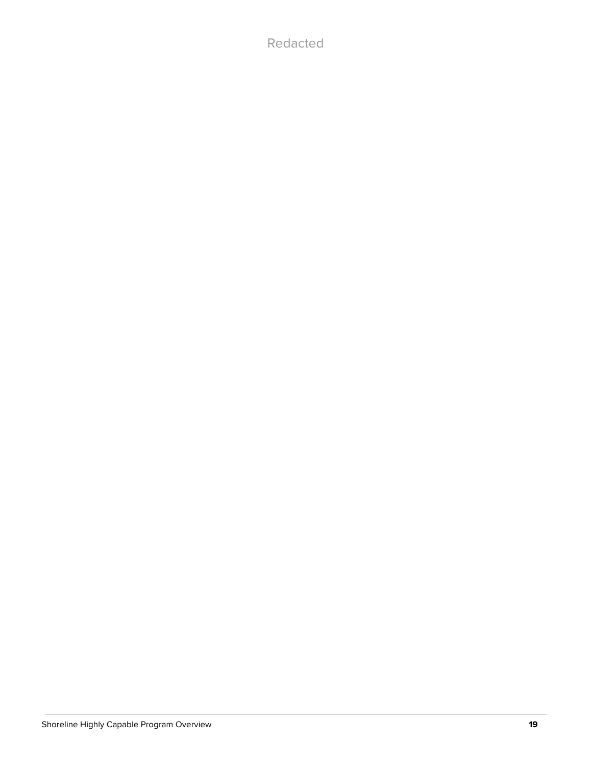Redacted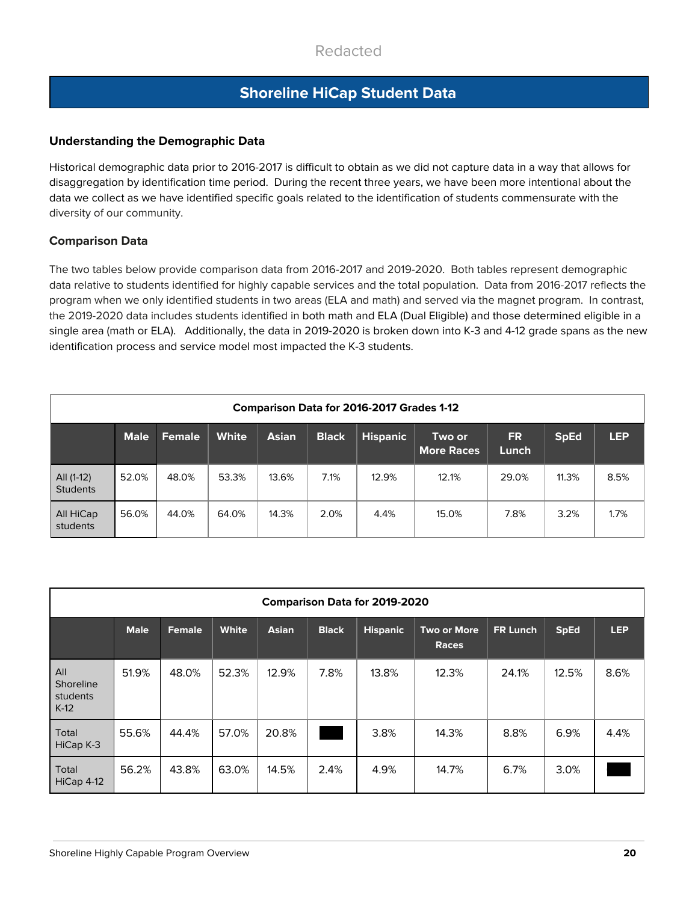## Shoreline HiCap Student Data

### Understanding the Demographic Data

Historical demographic data prior to 2016-2017 is difficult to obtain as we did not capture data in a way that allows for disaggregation by identification time period. During the recent three years, we have been more intentional about the data we collect as we have identified specific goals related to the identification of students commensurate with the diversity of our community.

### Comparison Data

The two tables below provide comparison data from 2016-2017 and 2019-2020. Both tables represent demographic data relative to students identified for highly capable services and the total population. Data from 2016-2017 reflects the program when we only identified students in two areas (ELA and math) and served via the magnet program. In contrast, the 2019-2020 data includes students identified in both math and ELA (Dual Eligible) and those determined eligible in a single area (math or ELA). Additionally, the data in 2019-2020 is broken down into K-3 and 4-12 grade spans as the new identification process and service model most impacted the K-3 students.

**Comparison Data for 2016-2017 Grades 1-12**

| | Male | Female | White | Asian | Black | Hispanic | Two or More Races | FR Lunch | SpEd | LEP |
|---|---|---|---|---|---|---|---|---|---|---|
| All (1-12) Students | 52.0% | 48.0% | 53.3% | 13.6% | 7.1% | 12.9% | 12.1% | 29.0% | 11.3% | 8.5% |
| All HiCap students | 56.0% | 44.0% | 64.0% | 14.3% | 2.0% | 4.4% | 15.0% | 7.8% | 3.2% | 1.7% |

**Comparison Data for 2019-2020**

| | Male | Female | White | Asian | Black | Hispanic | Two or More Races | FR Lunch | SpEd | LEP |
|---|---|---|---|---|---|---|---|---|---|---|
| All Shoreline students K-12 | 51.9% | 48.0% | 52.3% | 12.9% | 7.8% | 13.8% | 12.3% | 24.1% | 12.5% | 8.6% |
| Total HiCap K-3 | 55.6% | 44.4% | 57.0% | 20.8% | ■ | 3.8% | 14.3% | 8.8% | 6.9% | 4.4% |
| Total HiCap 4-12 | 56.2% | 43.8% | 63.0% | 14.5% | 2.4% | 4.9% | 14.7% | 6.7% | 3.0% | ■ |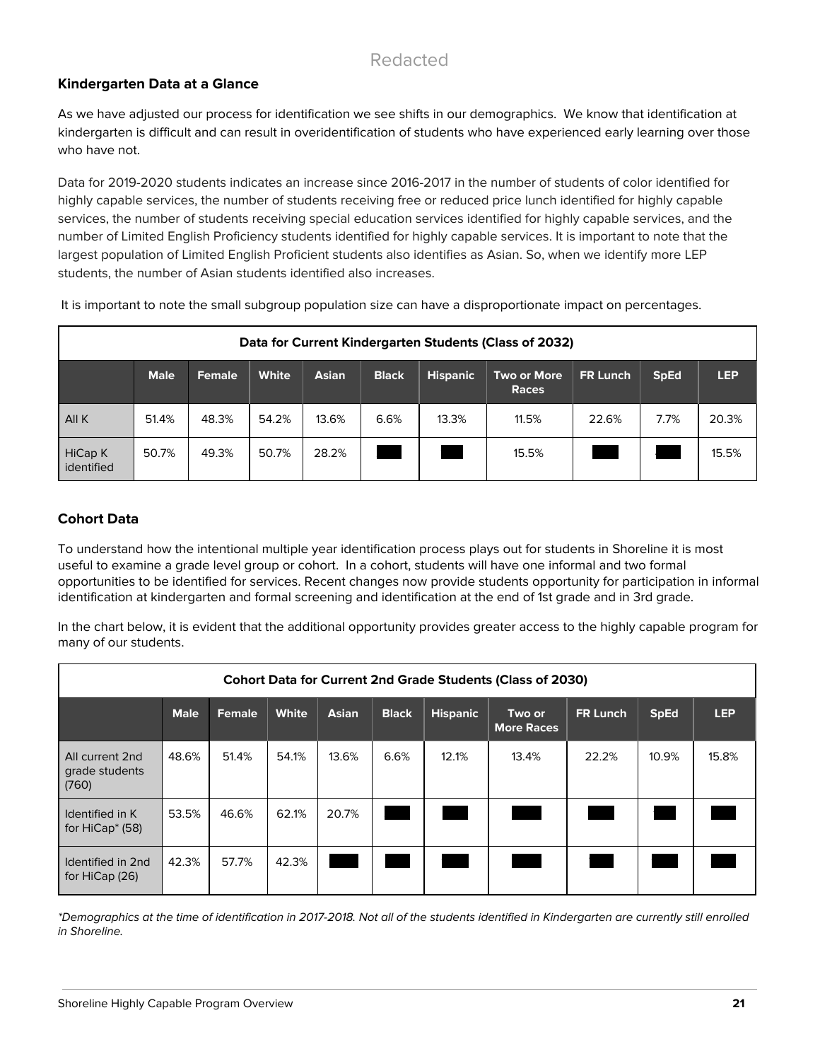Redacted

### Kindergarten Data at a Glance

As we have adjusted our process for identification we see shifts in our demographics. We know that identification at kindergarten is difficult and can result in overidentification of students who have experienced early learning over those who have not.

Data for 2019-2020 students indicates an increase since 2016-2017 in the number of students of color identified for highly capable services, the number of students receiving free or reduced price lunch identified for highly capable services, the number of students receiving special education services identified for highly capable services, and the number of Limited English Proficiency students identified for highly capable services. It is important to note that the largest population of Limited English Proficient students also identifies as Asian. So, when we identify more LEP students, the number of Asian students identified also increases.

It is important to note the small subgroup population size can have a disproportionate impact on percentages.

| Data for Current Kindergarten Students (Class of 2032) | | | | | | | | | | |
|---|---|---|---|---|---|---|---|---|---|---|
| | **Male** | **Female** | **White** | **Asian** | **Black** | **Hispanic** | **Two or More Races** | **FR Lunch** | **SpEd** | **LEP** |
| All K | 51.4% | 48.3% | 54.2% | 13.6% | 6.6% | 13.3% | 11.5% | 22.6% | 7.7% | 20.3% |
| HiCap K identified | 50.7% | 49.3% | 50.7% | 28.2% | | | 15.5% | | | 15.5% |

### Cohort Data

To understand how the intentional multiple year identification process plays out for students in Shoreline it is most useful to examine a grade level group or cohort. In a cohort, students will have one informal and two formal opportunities to be identified for services. Recent changes now provide students opportunity for participation in informal identification at kindergarten and formal screening and identification at the end of 1st grade and in 3rd grade.

In the chart below, it is evident that the additional opportunity provides greater access to the highly capable program for many of our students.

| Cohort Data for Current 2nd Grade Students (Class of 2030) | | | | | | | | | | |
|---|---|---|---|---|---|---|---|---|---|---|
| | **Male** | **Female** | **White** | **Asian** | **Black** | **Hispanic** | **Two or More Races** | **FR Lunch** | **SpEd** | **LEP** |
| All current 2nd grade students (760) | 48.6% | 51.4% | 54.1% | 13.6% | 6.6% | 12.1% | 13.4% | 22.2% | 10.9% | 15.8% |
| Identified in K for HiCap* (58) | 53.5% | 46.6% | 62.1% | 20.7% | | | | | | |
| Identified in 2nd for HiCap (26) | 42.3% | 57.7% | 42.3% | | | | | | | |

*\*Demographics at the time of identification in 2017-2018. Not all of the students identified in Kindergarten are currently still enrolled in Shoreline.*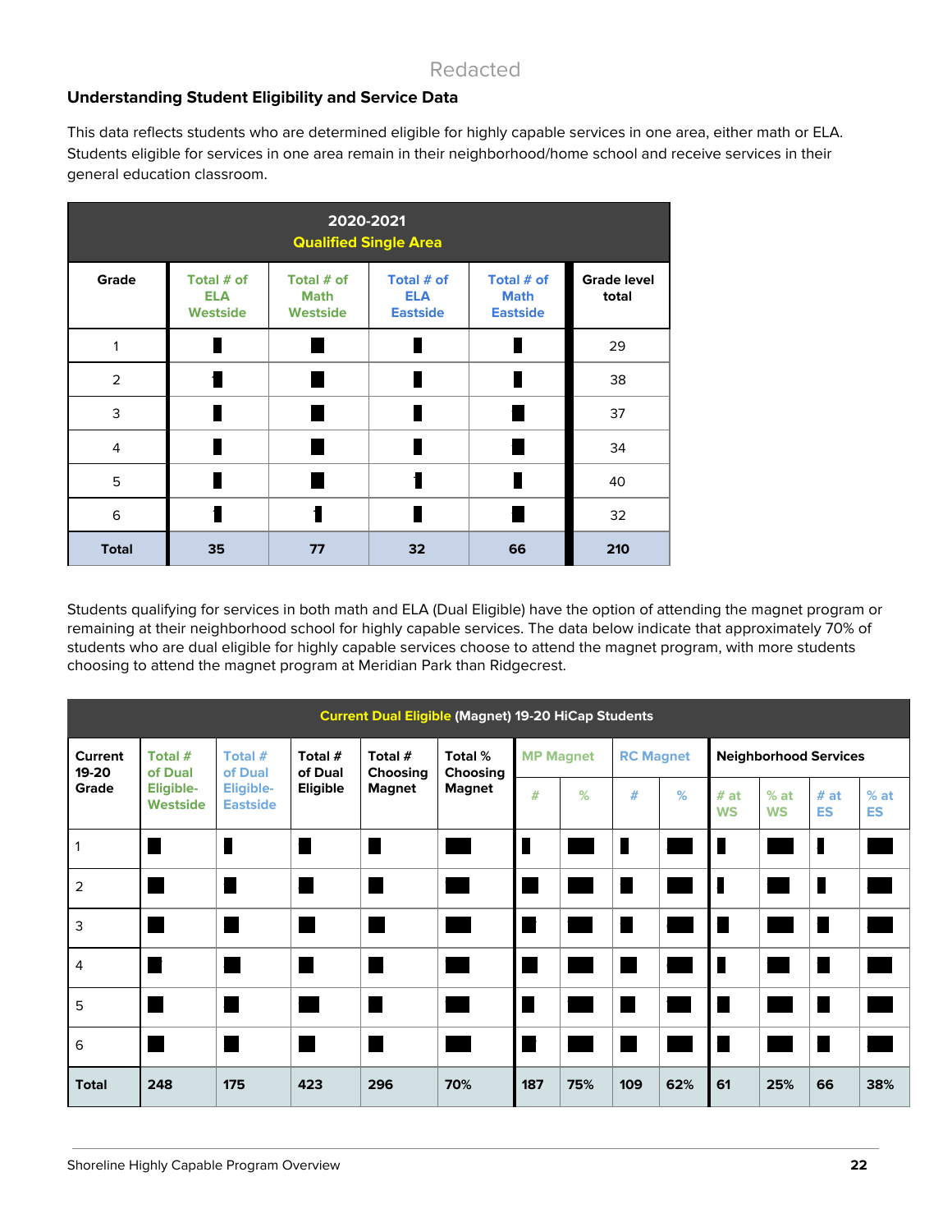Redacted

### Understanding Student Eligibility and Service Data

This data reflects students who are determined eligible for highly capable services in one area, either math or ELA. Students eligible for services in one area remain in their neighborhood/home school and receive services in their general education classroom.

| 2020-2021 Qualified Single Area | | | | | |
|---|---|---|---|---|---|
| Grade | Total # of ELA Westside | Total # of Math Westside | Total # of ELA Eastside | Total # of Math Eastside | Grade level total |
| 1 | █ | █ | █ | █ | 29 |
| 2 | █ | █ | █ | █ | 38 |
| 3 | █ | █ | █ | █ | 37 |
| 4 | █ | █ | █ | █ | 34 |
| 5 | █ | █ | █ | █ | 40 |
| 6 | █ | █ | █ | █ | 32 |
| **Total** | **35** | **77** | **32** | **66** | **210** |

Students qualifying for services in both math and ELA (Dual Eligible) have the option of attending the magnet program or remaining at their neighborhood school for highly capable services. The data below indicate that approximately 70% of students who are dual eligible for highly capable services choose to attend the magnet program, with more students choosing to attend the magnet program at Meridian Park than Ridgecrest.

| Current Dual Eligible (Magnet) 19-20 HiCap Students | | | | | | | | | | | | | |
|---|---|---|---|---|---|---|---|---|---|---|---|---|---|
| Current 19-20 Grade | Total # of Dual Eligible-Westside | Total # of Dual Eligible-Eastside | Total # of Dual Eligible | Total # Choosing Magnet | Total % Choosing Magnet | MP Magnet | | RC Magnet | | Neighborhood Services | | | |
| | | | | | | # | % | # | % | # at WS | % at WS | # at ES | % at ES |
| 1 | █ | █ | █ | █ | █ | █ | █ | █ | █ | █ | █ | █ | █ |
| 2 | █ | █ | █ | █ | █ | █ | █ | █ | █ | █ | █ | █ | █ |
| 3 | █ | █ | █ | █ | █ | █ | █ | █ | █ | █ | █ | █ | █ |
| 4 | █ | █ | █ | █ | █ | █ | █ | █ | █ | █ | █ | █ | █ |
| 5 | █ | █ | █ | █ | █ | █ | █ | █ | █ | █ | █ | █ | █ |
| 6 | █ | █ | █ | █ | █ | █ | █ | █ | █ | █ | █ | █ | █ |
| **Total** | **248** | **175** | **423** | **296** | **70%** | **187** | **75%** | **109** | **62%** | **61** | **25%** | **66** | **38%** |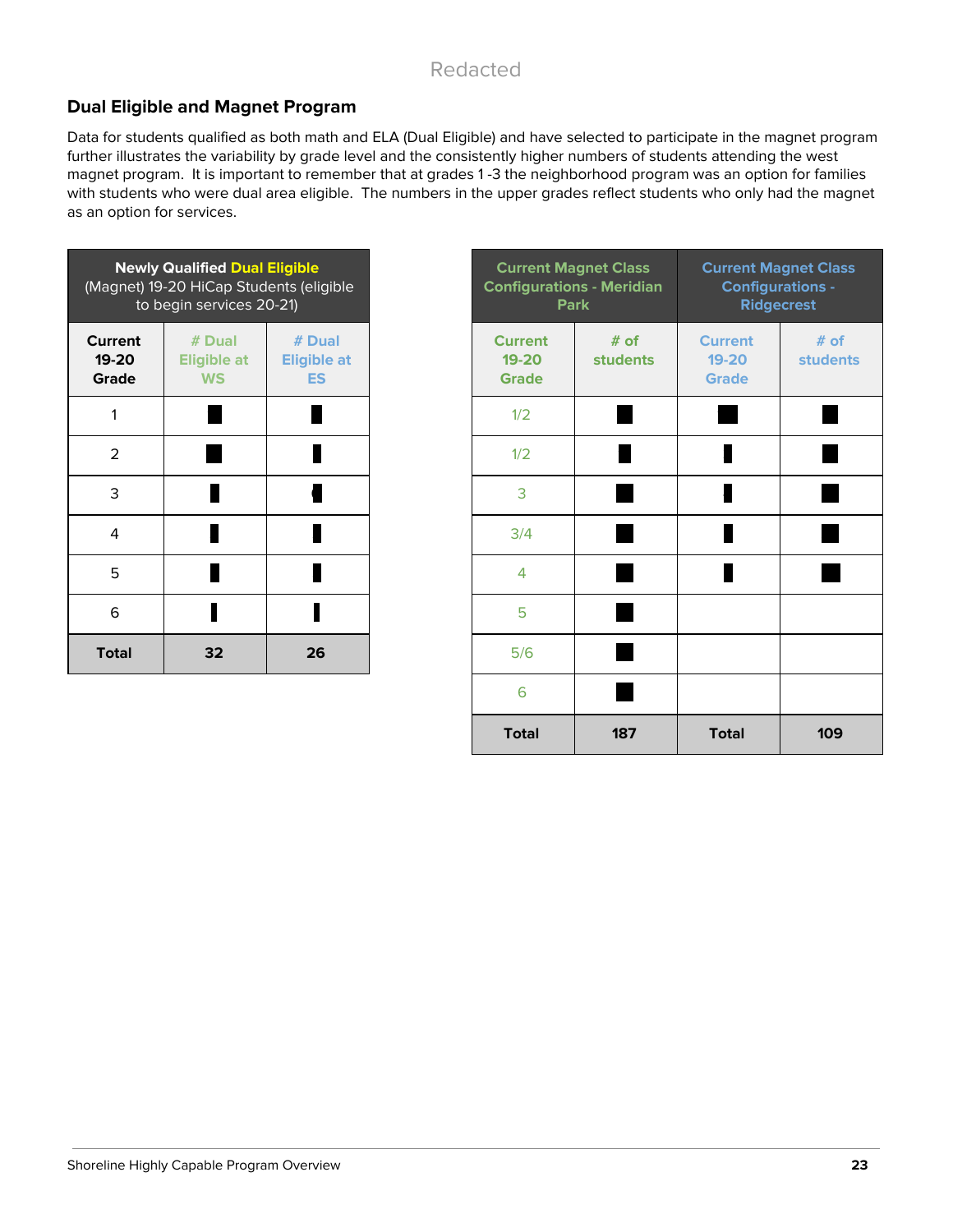Redacted

## Dual Eligible and Magnet Program

Data for students qualified as both math and ELA (Dual Eligible) and have selected to participate in the magnet program further illustrates the variability by grade level and the consistently higher numbers of students attending the west magnet program. It is important to remember that at grades 1 -3 the neighborhood program was an option for families with students who were dual area eligible. The numbers in the upper grades reflect students who only had the magnet as an option for services.

| Newly Qualified Dual Eligible (Magnet) 19-20 HiCap Students (eligible to begin services 20-21) | | |
|---|---|---|
| Current 19-20 Grade | # Dual Eligible at WS | # Dual Eligible at ES |
| 1 | █ | █ |
| 2 | █ | █ |
| 3 | █ | █ |
| 4 | █ | █ |
| 5 | █ | █ |
| 6 | █ | █ |
| **Total** | **32** | **26** |

| Current Magnet Class Configurations - Meridian Park | | Current Magnet Class Configurations - Ridgecrest | |
|---|---|---|---|
| Current 19-20 Grade | # of students | Current 19-20 Grade | # of students |
| 1/2 | █ | █ | █ |
| 1/2 | █ | █ | █ |
| 3 | █ | █ | █ |
| 3/4 | █ | █ | █ |
| 4 | █ | █ | █ |
| 5 | █ | | |
| 5/6 | █ | | |
| 6 | █ | | |
| **Total** | **187** | **Total** | **109** |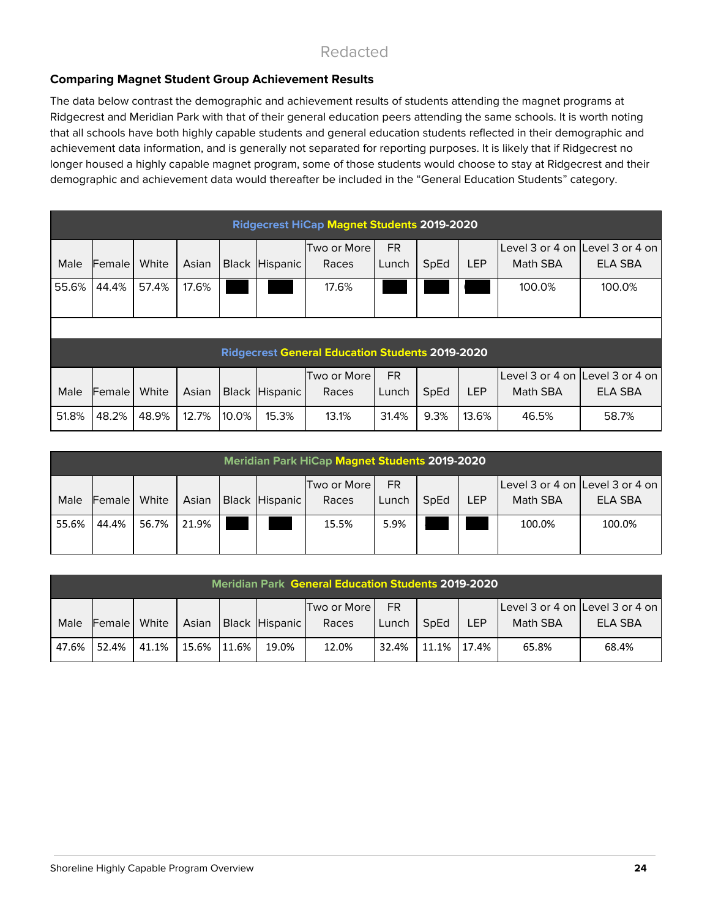Redacted

**Comparing Magnet Student Group Achievement Results**

The data below contrast the demographic and achievement results of students attending the magnet programs at Ridgecrest and Meridian Park with that of their general education peers attending the same schools. It is worth noting that all schools have both highly capable students and general education students reflected in their demographic and achievement data information, and is generally not separated for reporting purposes. It is likely that if Ridgecrest no longer housed a highly capable magnet program, some of those students would choose to stay at Ridgecrest and their demographic and achievement data would thereafter be included in the "General Education Students" category.

| Ridgecrest HiCap Magnet Students 2019-2020 | | | | | | | | | | | |
|---|---|---|---|---|---|---|---|---|---|---|---|
| Male | Female | White | Asian | Black | Hispanic | Two or More Races | FR Lunch | SpEd | LEP | Level 3 or 4 on Math SBA | Level 3 or 4 on ELA SBA |
| 55.6% | 44.4% | 57.4% | 17.6% | | | 17.6% | | | | 100.0% | 100.0% |

| Ridgecrest General Education Students 2019-2020 | | | | | | | | | | | |
|---|---|---|---|---|---|---|---|---|---|---|---|
| Male | Female | White | Asian | Black | Hispanic | Two or More Races | FR Lunch | SpEd | LEP | Level 3 or 4 on Math SBA | Level 3 or 4 on ELA SBA |
| 51.8% | 48.2% | 48.9% | 12.7% | 10.0% | 15.3% | 13.1% | 31.4% | 9.3% | 13.6% | 46.5% | 58.7% |

| Meridian Park HiCap Magnet Students 2019-2020 | | | | | | | | | | | |
|---|---|---|---|---|---|---|---|---|---|---|---|
| Male | Female | White | Asian | Black | Hispanic | Two or More Races | FR Lunch | SpEd | LEP | Level 3 or 4 on Math SBA | Level 3 or 4 on ELA SBA |
| 55.6% | 44.4% | 56.7% | 21.9% | | | 15.5% | 5.9% | | | 100.0% | 100.0% |

| Meridian Park General Education Students 2019-2020 | | | | | | | | | | | |
|---|---|---|---|---|---|---|---|---|---|---|---|
| Male | Female | White | Asian | Black | Hispanic | Two or More Races | FR Lunch | SpEd | LEP | Level 3 or 4 on Math SBA | Level 3 or 4 on ELA SBA |
| 47.6% | 52.4% | 41.1% | 15.6% | 11.6% | 19.0% | 12.0% | 32.4% | 11.1% | 17.4% | 65.8% | 68.4% |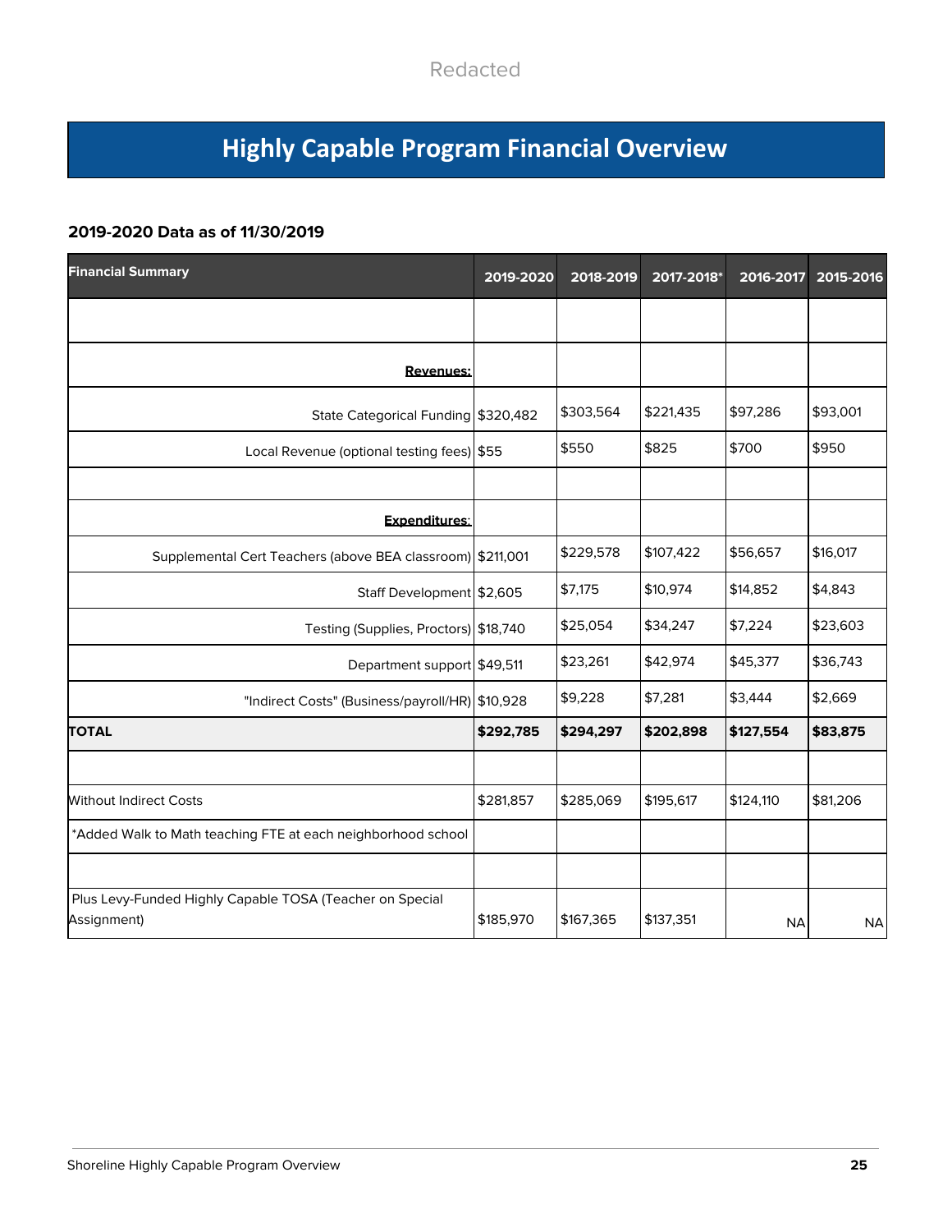Redacted

# Highly Capable Program Financial Overview

### 2019-2020 Data as of 11/30/2019

| Financial Summary | 2019-2020 | 2018-2019 | 2017-2018* | 2016-2017 | 2015-2016 |
|---|---|---|---|---|---|
| | | | | | |
| **Revenues:** | | | | | |
| State Categorical Funding | $320,482 | $303,564 | $221,435 | $97,286 | $93,001 |
| Local Revenue (optional testing fees) | $55 | $550 | $825 | $700 | $950 |
| | | | | | |
| **Expenditures:** | | | | | |
| Supplemental Cert Teachers (above BEA classroom) | $211,001 | $229,578 | $107,422 | $56,657 | $16,017 |
| Staff Development | $2,605 | $7,175 | $10,974 | $14,852 | $4,843 |
| Testing (Supplies, Proctors) | $18,740 | $25,054 | $34,247 | $7,224 | $23,603 |
| Department support | $49,511 | $23,261 | $42,974 | $45,377 | $36,743 |
| "Indirect Costs" (Business/payroll/HR) | $10,928 | $9,228 | $7,281 | $3,444 | $2,669 |
| **TOTAL** | **$292,785** | **$294,297** | **$202,898** | **$127,554** | **$83,875** |
| | | | | | |
| Without Indirect Costs | $281,857 | $285,069 | $195,617 | $124,110 | $81,206 |
| *Added Walk to Math teaching FTE at each neighborhood school | | | | | |
| | | | | | |
| Plus Levy-Funded Highly Capable TOSA (Teacher on Special Assignment) | $185,970 | $167,365 | $137,351 | NA | NA |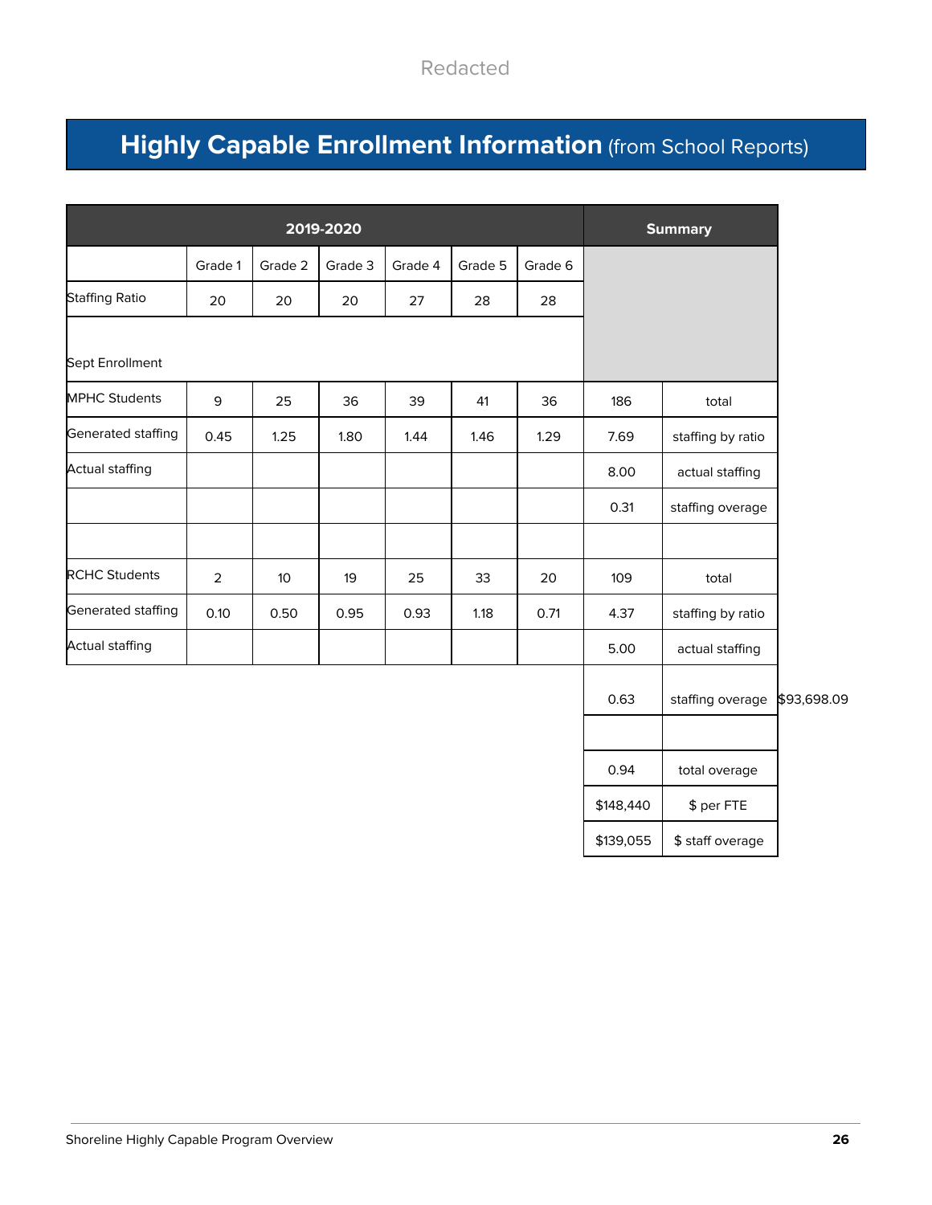Redacted

# **Highly Capable Enrollment Information** (from School Reports)

| 2019-2020 | | | | | | | Summary | | |
|---|---|---|---|---|---|---|---|---|---|
| | Grade 1 | Grade 2 | Grade 3 | Grade 4 | Grade 5 | Grade 6 | | | |
| Staffing Ratio | 20 | 20 | 20 | 27 | 28 | 28 | | | |
| Sept Enrollment | | | | | | | | | |
| MPHC Students | 9 | 25 | 36 | 39 | 41 | 36 | 186 | total | |
| Generated staffing | 0.45 | 1.25 | 1.80 | 1.44 | 1.46 | 1.29 | 7.69 | staffing by ratio | |
| Actual staffing | | | | | | | 8.00 | actual staffing | |
| | | | | | | | 0.31 | staffing overage | |
| | | | | | | | | | |
| RCHC Students | 2 | 10 | 19 | 25 | 33 | 20 | 109 | total | |
| Generated staffing | 0.10 | 0.50 | 0.95 | 0.93 | 1.18 | 0.71 | 4.37 | staffing by ratio | |
| Actual staffing | | | | | | | 5.00 | actual staffing | |
| | | | | | | | 0.63 | staffing overage | $93,698.09 |
| | | | | | | | | | |
| | | | | | | | 0.94 | total overage | |
| | | | | | | | $148,440 | $ per FTE | |
| | | | | | | | $139,055 | $ staff overage | |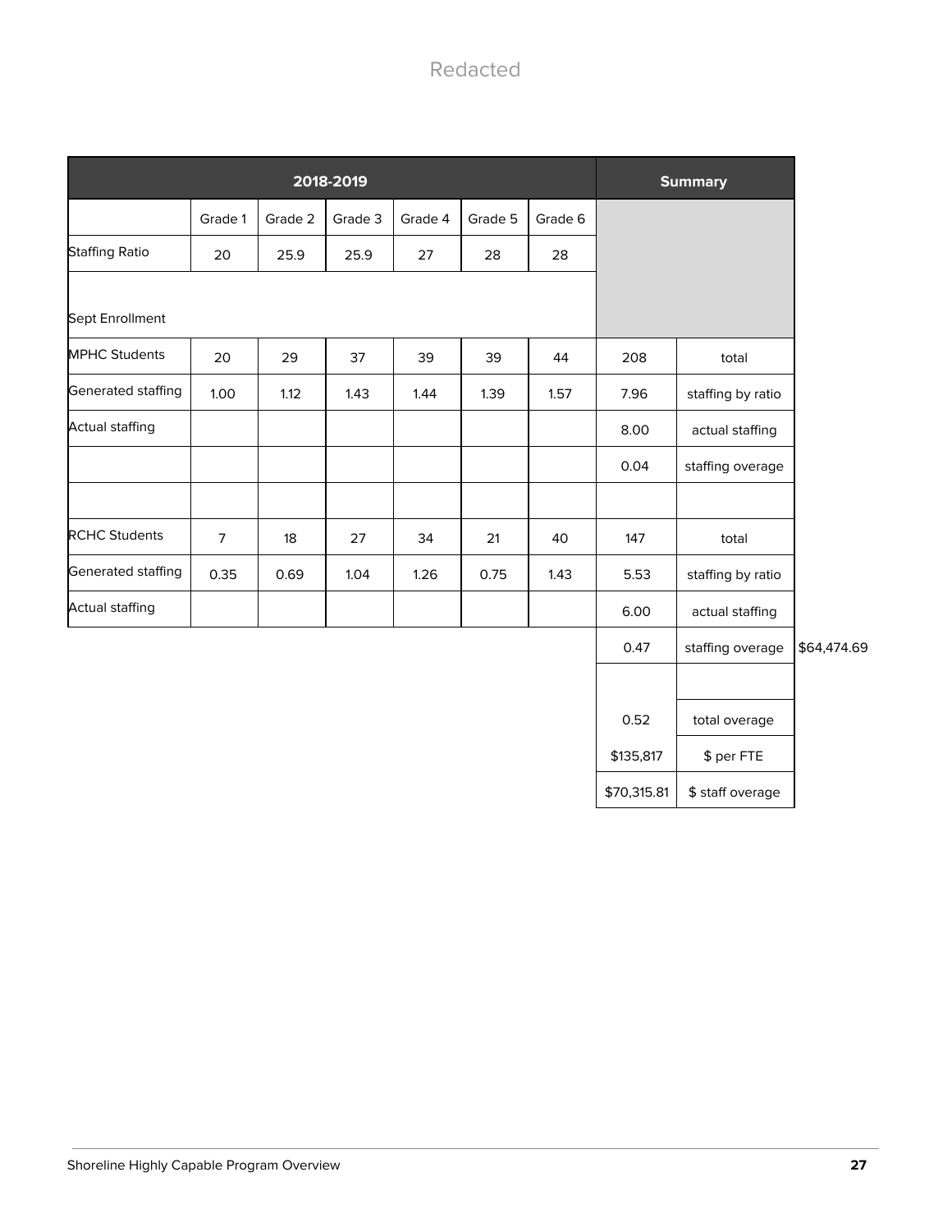Redacted

| 2018-2019 | | | | | | | Summary | | |
|---|---|---|---|---|---|---|---|---|---|
| | Grade 1 | Grade 2 | Grade 3 | Grade 4 | Grade 5 | Grade 6 | | | |
| Staffing Ratio | 20 | 25.9 | 25.9 | 27 | 28 | 28 | | | |
| Sept Enrollment | | | | | | | | | |
| MPHC Students | 20 | 29 | 37 | 39 | 39 | 44 | 208 | total | |
| Generated staffing | 1.00 | 1.12 | 1.43 | 1.44 | 1.39 | 1.57 | 7.96 | staffing by ratio | |
| Actual staffing | | | | | | | 8.00 | actual staffing | |
| | | | | | | | 0.04 | staffing overage | |
| | | | | | | | | | |
| RCHC Students | 7 | 18 | 27 | 34 | 21 | 40 | 147 | total | |
| Generated staffing | 0.35 | 0.69 | 1.04 | 1.26 | 0.75 | 1.43 | 5.53 | staffing by ratio | |
| Actual staffing | | | | | | | 6.00 | actual staffing | |
| | | | | | | | 0.47 | staffing overage | $64,474.69 |
| | | | | | | | | | |
| | | | | | | | 0.52 | total overage | |
| | | | | | | | $135,817 | $ per FTE | |
| | | | | | | | $70,315.81 | $ staff overage | |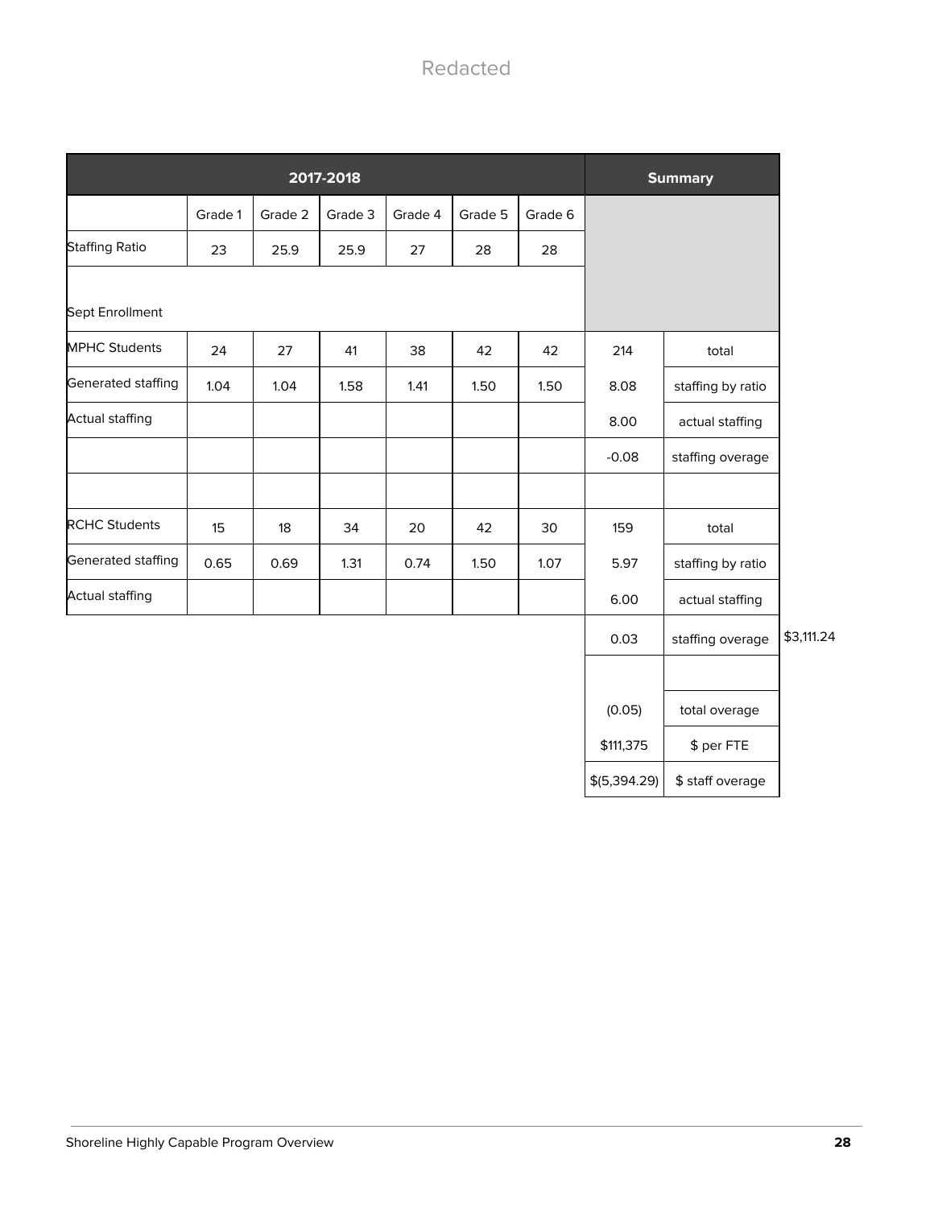Redacted

| 2017-2018 | | | | | | | Summary | | |
|---|---|---|---|---|---|---|---|---|---|
| | Grade 1 | Grade 2 | Grade 3 | Grade 4 | Grade 5 | Grade 6 | | | |
| Staffing Ratio | 23 | 25.9 | 25.9 | 27 | 28 | 28 | | | |
| Sept Enrollment | | | | | | | | | |
| MPHC Students | 24 | 27 | 41 | 38 | 42 | 42 | 214 | total | |
| Generated staffing | 1.04 | 1.04 | 1.58 | 1.41 | 1.50 | 1.50 | 8.08 | staffing by ratio | |
| Actual staffing | | | | | | | 8.00 | actual staffing | |
| | | | | | | | -0.08 | staffing overage | |
| | | | | | | | | | |
| RCHC Students | 15 | 18 | 34 | 20 | 42 | 30 | 159 | total | |
| Generated staffing | 0.65 | 0.69 | 1.31 | 0.74 | 1.50 | 1.07 | 5.97 | staffing by ratio | |
| Actual staffing | | | | | | | 6.00 | actual staffing | |
| | | | | | | | 0.03 | staffing overage | $3,111.24 |
| | | | | | | | | | |
| | | | | | | | (0.05) | total overage | |
| | | | | | | | $111,375 | $ per FTE | |
| | | | | | | | $(5,394.29) | $ staff overage | |